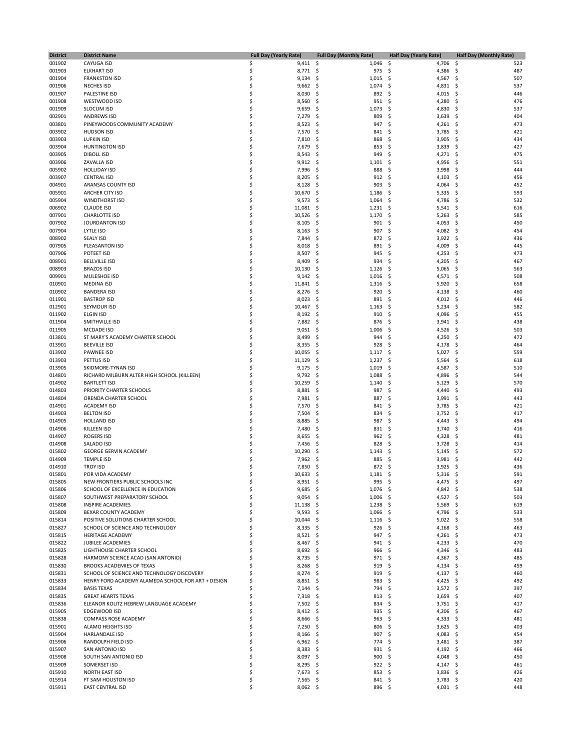| District | District Name | Full Day (Yearly Rate) | Full Day (Monthly Rate) | Half Day (Yearly Rate) | Half Day (Monthly Rate) |
|---|---|---|---|---|---|
| 001902 | CAYUGA ISD | $ 9,411 | $ 1,046 | $ 4,706 | $ 523 |
| 001903 | ELKHART ISD | $ 8,771 | $ 975 | $ 4,386 | $ 487 |
| 001904 | FRANKSTON ISD | $ 9,134 | $ 1,015 | $ 4,567 | $ 507 |
| 001906 | NECHES ISD | $ 9,662 | $ 1,074 | $ 4,831 | $ 537 |
| 001907 | PALESTINE ISD | $ 8,030 | $ 892 | $ 4,015 | $ 446 |
| 001908 | WESTWOOD ISD | $ 8,560 | $ 951 | $ 4,280 | $ 476 |
| 001909 | SLOCUM ISD | $ 9,659 | $ 1,073 | $ 4,830 | $ 537 |
| 002901 | ANDREWS ISD | $ 7,279 | $ 809 | $ 3,639 | $ 404 |
| 003801 | PINEYWOODS COMMUNITY ACADEMY | $ 8,523 | $ 947 | $ 4,261 | $ 473 |
| 003902 | HUDSON ISD | $ 7,570 | $ 841 | $ 3,785 | $ 421 |
| 003903 | LUFKIN ISD | $ 7,810 | $ 868 | $ 3,905 | $ 434 |
| 003904 | HUNTINGTON ISD | $ 7,679 | $ 853 | $ 3,839 | $ 427 |
| 003905 | DIBOLL ISD | $ 8,543 | $ 949 | $ 4,271 | $ 475 |
| 003906 | ZAVALLA ISD | $ 9,912 | $ 1,101 | $ 4,956 | $ 551 |
| 005902 | HOLLIDAY ISD | $ 7,996 | $ 888 | $ 3,998 | $ 444 |
| 003907 | CENTRAL ISD | $ 8,205 | $ 912 | $ 4,103 | $ 456 |
| 004901 | ARANSAS COUNTY ISD | $ 8,128 | $ 903 | $ 4,064 | $ 452 |
| 005901 | ARCHER CITY ISD | $ 10,670 | $ 1,186 | $ 5,335 | $ 593 |
| 005904 | WINDTHORST ISD | $ 9,573 | $ 1,064 | $ 4,786 | $ 532 |
| 006902 | CLAUDE ISD | $ 11,081 | $ 1,231 | $ 5,541 | $ 616 |
| 007901 | CHARLOTTE ISD | $ 10,526 | $ 1,170 | $ 5,263 | $ 585 |
| 007902 | JOURDANTON ISD | $ 8,105 | $ 901 | $ 4,053 | $ 450 |
| 007904 | LYTLE ISD | $ 8,163 | $ 907 | $ 4,082 | $ 454 |
| 008902 | SEALY ISD | $ 7,844 | $ 872 | $ 3,922 | $ 436 |
| 007905 | PLEASANTON ISD | $ 8,018 | $ 891 | $ 4,009 | $ 445 |
| 007906 | POTEET ISD | $ 8,507 | $ 945 | $ 4,253 | $ 473 |
| 008901 | BELLVILLE ISD | $ 8,409 | $ 934 | $ 4,205 | $ 467 |
| 008903 | BRAZOS ISD | $ 10,130 | $ 1,126 | $ 5,065 | $ 563 |
| 009901 | MULESHOE ISD | $ 9,142 | $ 1,016 | $ 4,571 | $ 508 |
| 010901 | MEDINA ISD | $ 11,841 | $ 1,316 | $ 5,920 | $ 658 |
| 010902 | BANDERA ISD | $ 8,276 | $ 920 | $ 4,138 | $ 460 |
| 011901 | BASTROP ISD | $ 8,023 | $ 891 | $ 4,012 | $ 446 |
| 012901 | SEYMOUR ISD | $ 10,467 | $ 1,163 | $ 5,234 | $ 582 |
| 011902 | ELGIN ISD | $ 8,192 | $ 910 | $ 4,096 | $ 455 |
| 011904 | SMITHVILLE ISD | $ 7,882 | $ 876 | $ 3,941 | $ 438 |
| 011905 | MCDADE ISD | $ 9,051 | $ 1,006 | $ 4,526 | $ 503 |
| 013801 | ST MARY'S ACADEMY CHARTER SCHOOL | $ 8,499 | $ 944 | $ 4,250 | $ 472 |
| 013901 | BEEVILLE ISD | $ 8,355 | $ 928 | $ 4,178 | $ 464 |
| 013902 | PAWNEE ISD | $ 10,055 | $ 1,117 | $ 5,027 | $ 559 |
| 013903 | PETTUS ISD | $ 11,129 | $ 1,237 | $ 5,564 | $ 618 |
| 013905 | SKIDMORE-TYNAN ISD | $ 9,175 | $ 1,019 | $ 4,587 | $ 510 |
| 014801 | RICHARD MILBURN ALTER HIGH SCHOOL (KILLEEN) | $ 9,792 | $ 1,088 | $ 4,896 | $ 544 |
| 014902 | BARTLETT ISD | $ 10,259 | $ 1,140 | $ 5,129 | $ 570 |
| 014803 | PRIORITY CHARTER SCHOOLS | $ 8,881 | $ 987 | $ 4,440 | $ 493 |
| 014804 | ORENDA CHARTER SCHOOL | $ 7,981 | $ 887 | $ 3,991 | $ 443 |
| 014901 | ACADEMY ISD | $ 7,570 | $ 841 | $ 3,785 | $ 421 |
| 014903 | BELTON ISD | $ 7,504 | $ 834 | $ 3,752 | $ 417 |
| 014905 | HOLLAND ISD | $ 8,885 | $ 987 | $ 4,443 | $ 494 |
| 014906 | KILLEEN ISD | $ 7,480 | $ 831 | $ 3,740 | $ 416 |
| 014907 | ROGERS ISD | $ 8,655 | $ 962 | $ 4,328 | $ 481 |
| 014908 | SALADO ISD | $ 7,456 | $ 828 | $ 3,728 | $ 414 |
| 015802 | GEORGE GERVIN ACADEMY | $ 10,290 | $ 1,143 | $ 5,145 | $ 572 |
| 014909 | TEMPLE ISD | $ 7,962 | $ 885 | $ 3,981 | $ 442 |
| 014910 | TROY ISD | $ 7,850 | $ 872 | $ 3,925 | $ 436 |
| 015801 | POR VIDA ACADEMY | $ 10,633 | $ 1,181 | $ 5,316 | $ 591 |
| 015805 | NEW FRONTIERS PUBLIC SCHOOLS INC | $ 8,951 | $ 995 | $ 4,475 | $ 497 |
| 015806 | SCHOOL OF EXCELLENCE IN EDUCATION | $ 9,685 | $ 1,076 | $ 4,842 | $ 538 |
| 015807 | SOUTHWEST PREPARATORY SCHOOL | $ 9,054 | $ 1,006 | $ 4,527 | $ 503 |
| 015808 | INSPIRE ACADEMIES | $ 11,138 | $ 1,238 | $ 5,569 | $ 619 |
| 015809 | BEXAR COUNTY ACADEMY | $ 9,593 | $ 1,066 | $ 4,796 | $ 533 |
| 015814 | POSITIVE SOLUTIONS CHARTER SCHOOL | $ 10,044 | $ 1,116 | $ 5,022 | $ 558 |
| 015827 | SCHOOL OF SCIENCE AND TECHNOLOGY | $ 8,335 | $ 926 | $ 4,168 | $ 463 |
| 015815 | HERITAGE ACADEMY | $ 8,521 | $ 947 | $ 4,261 | $ 473 |
| 015822 | JUBILEE ACADEMIES | $ 8,467 | $ 941 | $ 4,233 | $ 470 |
| 015825 | LIGHTHOUSE CHARTER SCHOOL | $ 8,692 | $ 966 | $ 4,346 | $ 483 |
| 015828 | HARMONY SCIENCE ACAD (SAN ANTONIO) | $ 8,735 | $ 971 | $ 4,367 | $ 485 |
| 015830 | BROOKS ACADEMIES OF TEXAS | $ 8,268 | $ 919 | $ 4,134 | $ 459 |
| 015831 | SCHOOL OF SCIENCE AND TECHNOLOGY DISCOVERY | $ 8,274 | $ 919 | $ 4,137 | $ 460 |
| 015833 | HENRY FORD ACADEMY ALAMEDA SCHOOL FOR ART + DESIGN | $ 8,851 | $ 983 | $ 4,425 | $ 492 |
| 015834 | BASIS TEXAS | $ 7,144 | $ 794 | $ 3,572 | $ 397 |
| 015835 | GREAT HEARTS TEXAS | $ 7,318 | $ 813 | $ 3,659 | $ 407 |
| 015836 | ELEANOR KOLITZ HEBREW LANGUAGE ACADEMY | $ 7,502 | $ 834 | $ 3,751 | $ 417 |
| 015905 | EDGEWOOD ISD | $ 8,412 | $ 935 | $ 4,206 | $ 467 |
| 015838 | COMPASS ROSE ACADEMY | $ 8,666 | $ 963 | $ 4,333 | $ 481 |
| 015901 | ALAMO HEIGHTS ISD | $ 7,250 | $ 806 | $ 3,625 | $ 403 |
| 015904 | HARLANDALE ISD | $ 8,166 | $ 907 | $ 4,083 | $ 454 |
| 015906 | RANDOLPH FIELD ISD | $ 6,962 | $ 774 | $ 3,481 | $ 387 |
| 015907 | SAN ANTONIO ISD | $ 8,383 | $ 931 | $ 4,192 | $ 466 |
| 015908 | SOUTH SAN ANTONIO ISD | $ 8,097 | $ 900 | $ 4,048 | $ 450 |
| 015909 | SOMERSET ISD | $ 8,295 | $ 922 | $ 4,147 | $ 461 |
| 015910 | NORTH EAST ISD | $ 7,673 | $ 853 | $ 3,836 | $ 426 |
| 015914 | FT SAM HOUSTON ISD | $ 7,565 | $ 841 | $ 3,783 | $ 420 |
| 015911 | EAST CENTRAL ISD | $ 8,062 | $ 896 | $ 4,031 | $ 448 |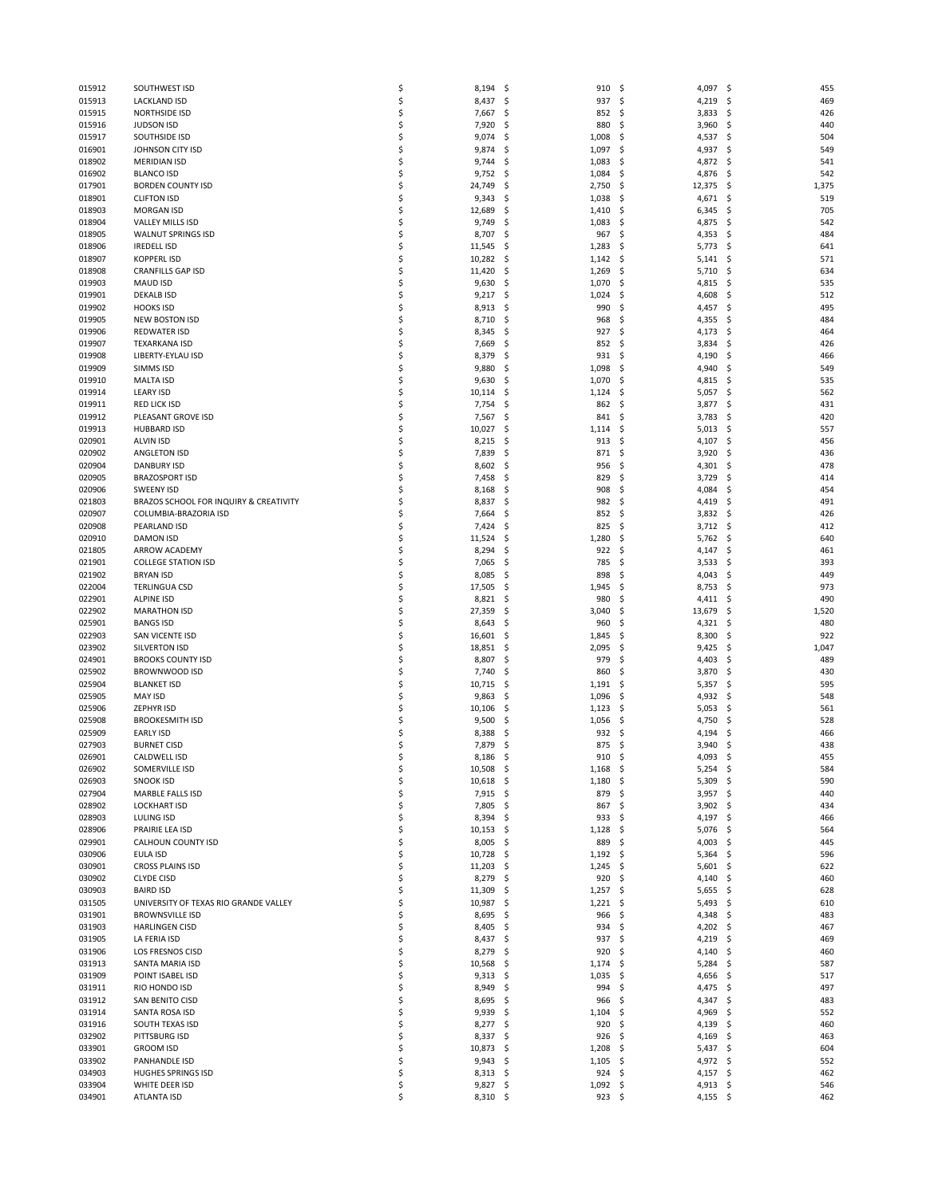| | | | | | |
|---|---|---|---|---|---|
| 015912 | SOUTHWEST ISD | $ 8,194 | $ 910 | $ 4,097 | $ 455 |
| 015913 | LACKLAND ISD | $ 8,437 | $ 937 | $ 4,219 | $ 469 |
| 015915 | NORTHSIDE ISD | $ 7,667 | $ 852 | $ 3,833 | $ 426 |
| 015916 | JUDSON ISD | $ 7,920 | $ 880 | $ 3,960 | $ 440 |
| 015917 | SOUTHSIDE ISD | $ 9,074 | $ 1,008 | $ 4,537 | $ 504 |
| 016901 | JOHNSON CITY ISD | $ 9,874 | $ 1,097 | $ 4,937 | $ 549 |
| 018902 | MERIDIAN ISD | $ 9,744 | $ 1,083 | $ 4,872 | $ 541 |
| 016902 | BLANCO ISD | $ 9,752 | $ 1,084 | $ 4,876 | $ 542 |
| 017901 | BORDEN COUNTY ISD | $ 24,749 | $ 2,750 | $ 12,375 | $ 1,375 |
| 018901 | CLIFTON ISD | $ 9,343 | $ 1,038 | $ 4,671 | $ 519 |
| 018903 | MORGAN ISD | $ 12,689 | $ 1,410 | $ 6,345 | $ 705 |
| 018904 | VALLEY MILLS ISD | $ 9,749 | $ 1,083 | $ 4,875 | $ 542 |
| 018905 | WALNUT SPRINGS ISD | $ 8,707 | $ 967 | $ 4,353 | $ 484 |
| 018906 | IREDELL ISD | $ 11,545 | $ 1,283 | $ 5,773 | $ 641 |
| 018907 | KOPPERL ISD | $ 10,282 | $ 1,142 | $ 5,141 | $ 571 |
| 018908 | CRANFILLS GAP ISD | $ 11,420 | $ 1,269 | $ 5,710 | $ 634 |
| 019903 | MAUD ISD | $ 9,630 | $ 1,070 | $ 4,815 | $ 535 |
| 019901 | DEKALB ISD | $ 9,217 | $ 1,024 | $ 4,608 | $ 512 |
| 019902 | HOOKS ISD | $ 8,913 | $ 990 | $ 4,457 | $ 495 |
| 019905 | NEW BOSTON ISD | $ 8,710 | $ 968 | $ 4,355 | $ 484 |
| 019906 | REDWATER ISD | $ 8,345 | $ 927 | $ 4,173 | $ 464 |
| 019907 | TEXARKANA ISD | $ 7,669 | $ 852 | $ 3,834 | $ 426 |
| 019908 | LIBERTY-EYLAU ISD | $ 8,379 | $ 931 | $ 4,190 | $ 466 |
| 019909 | SIMMS ISD | $ 9,880 | $ 1,098 | $ 4,940 | $ 549 |
| 019910 | MALTA ISD | $ 9,630 | $ 1,070 | $ 4,815 | $ 535 |
| 019914 | LEARY ISD | $ 10,114 | $ 1,124 | $ 5,057 | $ 562 |
| 019911 | RED LICK ISD | $ 7,754 | $ 862 | $ 3,877 | $ 431 |
| 019912 | PLEASANT GROVE ISD | $ 7,567 | $ 841 | $ 3,783 | $ 420 |
| 019913 | HUBBARD ISD | $ 10,027 | $ 1,114 | $ 5,013 | $ 557 |
| 020901 | ALVIN ISD | $ 8,215 | $ 913 | $ 4,107 | $ 456 |
| 020902 | ANGLETON ISD | $ 7,839 | $ 871 | $ 3,920 | $ 436 |
| 020904 | DANBURY ISD | $ 8,602 | $ 956 | $ 4,301 | $ 478 |
| 020905 | BRAZOSPORT ISD | $ 7,458 | $ 829 | $ 3,729 | $ 414 |
| 020906 | SWEENY ISD | $ 8,168 | $ 908 | $ 4,084 | $ 454 |
| 021803 | BRAZOS SCHOOL FOR INQUIRY & CREATIVITY | $ 8,837 | $ 982 | $ 4,419 | $ 491 |
| 020907 | COLUMBIA-BRAZORIA ISD | $ 7,664 | $ 852 | $ 3,832 | $ 426 |
| 020908 | PEARLAND ISD | $ 7,424 | $ 825 | $ 3,712 | $ 412 |
| 020910 | DAMON ISD | $ 11,524 | $ 1,280 | $ 5,762 | $ 640 |
| 021805 | ARROW ACADEMY | $ 8,294 | $ 922 | $ 4,147 | $ 461 |
| 021901 | COLLEGE STATION ISD | $ 7,065 | $ 785 | $ 3,533 | $ 393 |
| 021902 | BRYAN ISD | $ 8,085 | $ 898 | $ 4,043 | $ 449 |
| 022004 | TERLINGUA CSD | $ 17,505 | $ 1,945 | $ 8,753 | $ 973 |
| 022901 | ALPINE ISD | $ 8,821 | $ 980 | $ 4,411 | $ 490 |
| 022902 | MARATHON ISD | $ 27,359 | $ 3,040 | $ 13,679 | $ 1,520 |
| 025901 | BANGS ISD | $ 8,643 | $ 960 | $ 4,321 | $ 480 |
| 022903 | SAN VICENTE ISD | $ 16,601 | $ 1,845 | $ 8,300 | $ 922 |
| 023902 | SILVERTON ISD | $ 18,851 | $ 2,095 | $ 9,425 | $ 1,047 |
| 024901 | BROOKS COUNTY ISD | $ 8,807 | $ 979 | $ 4,403 | $ 489 |
| 025902 | BROWNWOOD ISD | $ 7,740 | $ 860 | $ 3,870 | $ 430 |
| 025904 | BLANKET ISD | $ 10,715 | $ 1,191 | $ 5,357 | $ 595 |
| 025905 | MAY ISD | $ 9,863 | $ 1,096 | $ 4,932 | $ 548 |
| 025906 | ZEPHYR ISD | $ 10,106 | $ 1,123 | $ 5,053 | $ 561 |
| 025908 | BROOKESMITH ISD | $ 9,500 | $ 1,056 | $ 4,750 | $ 528 |
| 025909 | EARLY ISD | $ 8,388 | $ 932 | $ 4,194 | $ 466 |
| 027903 | BURNET CISD | $ 7,879 | $ 875 | $ 3,940 | $ 438 |
| 026901 | CALDWELL ISD | $ 8,186 | $ 910 | $ 4,093 | $ 455 |
| 026902 | SOMERVILLE ISD | $ 10,508 | $ 1,168 | $ 5,254 | $ 584 |
| 026903 | SNOOK ISD | $ 10,618 | $ 1,180 | $ 5,309 | $ 590 |
| 027904 | MARBLE FALLS ISD | $ 7,915 | $ 879 | $ 3,957 | $ 440 |
| 028902 | LOCKHART ISD | $ 7,805 | $ 867 | $ 3,902 | $ 434 |
| 028903 | LULING ISD | $ 8,394 | $ 933 | $ 4,197 | $ 466 |
| 028906 | PRAIRIE LEA ISD | $ 10,153 | $ 1,128 | $ 5,076 | $ 564 |
| 029901 | CALHOUN COUNTY ISD | $ 8,005 | $ 889 | $ 4,003 | $ 445 |
| 030906 | EULA ISD | $ 10,728 | $ 1,192 | $ 5,364 | $ 596 |
| 030901 | CROSS PLAINS ISD | $ 11,203 | $ 1,245 | $ 5,601 | $ 622 |
| 030902 | CLYDE CISD | $ 8,279 | $ 920 | $ 4,140 | $ 460 |
| 030903 | BAIRD ISD | $ 11,309 | $ 1,257 | $ 5,655 | $ 628 |
| 031505 | UNIVERSITY OF TEXAS RIO GRANDE VALLEY | $ 10,987 | $ 1,221 | $ 5,493 | $ 610 |
| 031901 | BROWNSVILLE ISD | $ 8,695 | $ 966 | $ 4,348 | $ 483 |
| 031903 | HARLINGEN CISD | $ 8,405 | $ 934 | $ 4,202 | $ 467 |
| 031905 | LA FERIA ISD | $ 8,437 | $ 937 | $ 4,219 | $ 469 |
| 031906 | LOS FRESNOS CISD | $ 8,279 | $ 920 | $ 4,140 | $ 460 |
| 031913 | SANTA MARIA ISD | $ 10,568 | $ 1,174 | $ 5,284 | $ 587 |
| 031909 | POINT ISABEL ISD | $ 9,313 | $ 1,035 | $ 4,656 | $ 517 |
| 031911 | RIO HONDO ISD | $ 8,949 | $ 994 | $ 4,475 | $ 497 |
| 031912 | SAN BENITO CISD | $ 8,695 | $ 966 | $ 4,347 | $ 483 |
| 031914 | SANTA ROSA ISD | $ 9,939 | $ 1,104 | $ 4,969 | $ 552 |
| 031916 | SOUTH TEXAS ISD | $ 8,277 | $ 920 | $ 4,139 | $ 460 |
| 032902 | PITTSBURG ISD | $ 8,337 | $ 926 | $ 4,169 | $ 463 |
| 033901 | GROOM ISD | $ 10,873 | $ 1,208 | $ 5,437 | $ 604 |
| 033902 | PANHANDLE ISD | $ 9,943 | $ 1,105 | $ 4,972 | $ 552 |
| 034903 | HUGHES SPRINGS ISD | $ 8,313 | $ 924 | $ 4,157 | $ 462 |
| 033904 | WHITE DEER ISD | $ 9,827 | $ 1,092 | $ 4,913 | $ 546 |
| 034901 | ATLANTA ISD | $ 8,310 | $ 923 | $ 4,155 | $ 462 |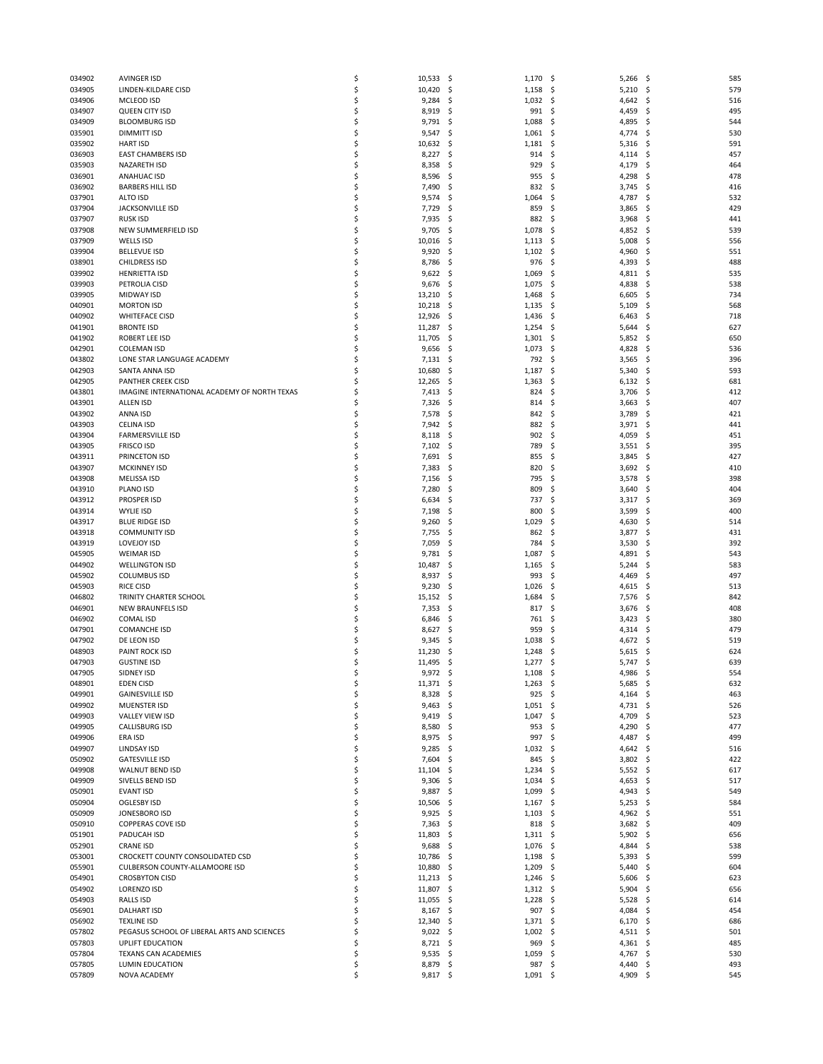| | | | | | |
|---|---|---|---|---|---|
| 034902 | AVINGER ISD | $ 10,533 | $ 1,170 | $ 5,266 | $ 585 |
| 034905 | LINDEN-KILDARE CISD | $ 10,420 | $ 1,158 | $ 5,210 | $ 579 |
| 034906 | MCLEOD ISD | $ 9,284 | $ 1,032 | $ 4,642 | $ 516 |
| 034907 | QUEEN CITY ISD | $ 8,919 | $ 991 | $ 4,459 | $ 495 |
| 034909 | BLOOMBURG ISD | $ 9,791 | $ 1,088 | $ 4,895 | $ 544 |
| 035901 | DIMMITT ISD | $ 9,547 | $ 1,061 | $ 4,774 | $ 530 |
| 035902 | HART ISD | $ 10,632 | $ 1,181 | $ 5,316 | $ 591 |
| 036903 | EAST CHAMBERS ISD | $ 8,227 | $ 914 | $ 4,114 | $ 457 |
| 035903 | NAZARETH ISD | $ 8,358 | $ 929 | $ 4,179 | $ 464 |
| 036901 | ANAHUAC ISD | $ 8,596 | $ 955 | $ 4,298 | $ 478 |
| 036902 | BARBERS HILL ISD | $ 7,490 | $ 832 | $ 3,745 | $ 416 |
| 037901 | ALTO ISD | $ 9,574 | $ 1,064 | $ 4,787 | $ 532 |
| 037904 | JACKSONVILLE ISD | $ 7,729 | $ 859 | $ 3,865 | $ 429 |
| 037907 | RUSK ISD | $ 7,935 | $ 882 | $ 3,968 | $ 441 |
| 037908 | NEW SUMMERFIELD ISD | $ 9,705 | $ 1,078 | $ 4,852 | $ 539 |
| 037909 | WELLS ISD | $ 10,016 | $ 1,113 | $ 5,008 | $ 556 |
| 039904 | BELLEVUE ISD | $ 9,920 | $ 1,102 | $ 4,960 | $ 551 |
| 038901 | CHILDRESS ISD | $ 8,786 | $ 976 | $ 4,393 | $ 488 |
| 039902 | HENRIETTA ISD | $ 9,622 | $ 1,069 | $ 4,811 | $ 535 |
| 039903 | PETROLIA CISD | $ 9,676 | $ 1,075 | $ 4,838 | $ 538 |
| 039905 | MIDWAY ISD | $ 13,210 | $ 1,468 | $ 6,605 | $ 734 |
| 040901 | MORTON ISD | $ 10,218 | $ 1,135 | $ 5,109 | $ 568 |
| 040902 | WHITEFACE CISD | $ 12,926 | $ 1,436 | $ 6,463 | $ 718 |
| 041901 | BRONTE ISD | $ 11,287 | $ 1,254 | $ 5,644 | $ 627 |
| 041902 | ROBERT LEE ISD | $ 11,705 | $ 1,301 | $ 5,852 | $ 650 |
| 042901 | COLEMAN ISD | $ 9,656 | $ 1,073 | $ 4,828 | $ 536 |
| 043802 | LONE STAR LANGUAGE ACADEMY | $ 7,131 | $ 792 | $ 3,565 | $ 396 |
| 042903 | SANTA ANNA ISD | $ 10,680 | $ 1,187 | $ 5,340 | $ 593 |
| 042905 | PANTHER CREEK CISD | $ 12,265 | $ 1,363 | $ 6,132 | $ 681 |
| 043801 | IMAGINE INTERNATIONAL ACADEMY OF NORTH TEXAS | $ 7,413 | $ 824 | $ 3,706 | $ 412 |
| 043901 | ALLEN ISD | $ 7,326 | $ 814 | $ 3,663 | $ 407 |
| 043902 | ANNA ISD | $ 7,578 | $ 842 | $ 3,789 | $ 421 |
| 043903 | CELINA ISD | $ 7,942 | $ 882 | $ 3,971 | $ 441 |
| 043904 | FARMERSVILLE ISD | $ 8,118 | $ 902 | $ 4,059 | $ 451 |
| 043905 | FRISCO ISD | $ 7,102 | $ 789 | $ 3,551 | $ 395 |
| 043911 | PRINCETON ISD | $ 7,691 | $ 855 | $ 3,845 | $ 427 |
| 043907 | MCKINNEY ISD | $ 7,383 | $ 820 | $ 3,692 | $ 410 |
| 043908 | MELISSA ISD | $ 7,156 | $ 795 | $ 3,578 | $ 398 |
| 043910 | PLANO ISD | $ 7,280 | $ 809 | $ 3,640 | $ 404 |
| 043912 | PROSPER ISD | $ 6,634 | $ 737 | $ 3,317 | $ 369 |
| 043914 | WYLIE ISD | $ 7,198 | $ 800 | $ 3,599 | $ 400 |
| 043917 | BLUE RIDGE ISD | $ 9,260 | $ 1,029 | $ 4,630 | $ 514 |
| 043918 | COMMUNITY ISD | $ 7,755 | $ 862 | $ 3,877 | $ 431 |
| 043919 | LOVEJOY ISD | $ 7,059 | $ 784 | $ 3,530 | $ 392 |
| 045905 | WEIMAR ISD | $ 9,781 | $ 1,087 | $ 4,891 | $ 543 |
| 044902 | WELLINGTON ISD | $ 10,487 | $ 1,165 | $ 5,244 | $ 583 |
| 045902 | COLUMBUS ISD | $ 8,937 | $ 993 | $ 4,469 | $ 497 |
| 045903 | RICE CISD | $ 9,230 | $ 1,026 | $ 4,615 | $ 513 |
| 046802 | TRINITY CHARTER SCHOOL | $ 15,152 | $ 1,684 | $ 7,576 | $ 842 |
| 046901 | NEW BRAUNFELS ISD | $ 7,353 | $ 817 | $ 3,676 | $ 408 |
| 046902 | COMAL ISD | $ 6,846 | $ 761 | $ 3,423 | $ 380 |
| 047901 | COMANCHE ISD | $ 8,627 | $ 959 | $ 4,314 | $ 479 |
| 047902 | DE LEON ISD | $ 9,345 | $ 1,038 | $ 4,672 | $ 519 |
| 048903 | PAINT ROCK ISD | $ 11,230 | $ 1,248 | $ 5,615 | $ 624 |
| 047903 | GUSTINE ISD | $ 11,495 | $ 1,277 | $ 5,747 | $ 639 |
| 047905 | SIDNEY ISD | $ 9,972 | $ 1,108 | $ 4,986 | $ 554 |
| 048901 | EDEN CISD | $ 11,371 | $ 1,263 | $ 5,685 | $ 632 |
| 049901 | GAINESVILLE ISD | $ 8,328 | $ 925 | $ 4,164 | $ 463 |
| 049902 | MUENSTER ISD | $ 9,463 | $ 1,051 | $ 4,731 | $ 526 |
| 049903 | VALLEY VIEW ISD | $ 9,419 | $ 1,047 | $ 4,709 | $ 523 |
| 049905 | CALLISBURG ISD | $ 8,580 | $ 953 | $ 4,290 | $ 477 |
| 049906 | ERA ISD | $ 8,975 | $ 997 | $ 4,487 | $ 499 |
| 049907 | LINDSAY ISD | $ 9,285 | $ 1,032 | $ 4,642 | $ 516 |
| 050902 | GATESVILLE ISD | $ 7,604 | $ 845 | $ 3,802 | $ 422 |
| 049908 | WALNUT BEND ISD | $ 11,104 | $ 1,234 | $ 5,552 | $ 617 |
| 049909 | SIVELLS BEND ISD | $ 9,306 | $ 1,034 | $ 4,653 | $ 517 |
| 050901 | EVANT ISD | $ 9,887 | $ 1,099 | $ 4,943 | $ 549 |
| 050904 | OGLESBY ISD | $ 10,506 | $ 1,167 | $ 5,253 | $ 584 |
| 050909 | JONESBORO ISD | $ 9,925 | $ 1,103 | $ 4,962 | $ 551 |
| 050910 | COPPERAS COVE ISD | $ 7,363 | $ 818 | $ 3,682 | $ 409 |
| 051901 | PADUCAH ISD | $ 11,803 | $ 1,311 | $ 5,902 | $ 656 |
| 052901 | CRANE ISD | $ 9,688 | $ 1,076 | $ 4,844 | $ 538 |
| 053001 | CROCKETT COUNTY CONSOLIDATED CSD | $ 10,786 | $ 1,198 | $ 5,393 | $ 599 |
| 055901 | CULBERSON COUNTY-ALLAMOORE ISD | $ 10,880 | $ 1,209 | $ 5,440 | $ 604 |
| 054901 | CROSBYTON CISD | $ 11,213 | $ 1,246 | $ 5,606 | $ 623 |
| 054902 | LORENZO ISD | $ 11,807 | $ 1,312 | $ 5,904 | $ 656 |
| 054903 | RALLS ISD | $ 11,055 | $ 1,228 | $ 5,528 | $ 614 |
| 056901 | DALHART ISD | $ 8,167 | $ 907 | $ 4,084 | $ 454 |
| 056902 | TEXLINE ISD | $ 12,340 | $ 1,371 | $ 6,170 | $ 686 |
| 057802 | PEGASUS SCHOOL OF LIBERAL ARTS AND SCIENCES | $ 9,022 | $ 1,002 | $ 4,511 | $ 501 |
| 057803 | UPLIFT EDUCATION | $ 8,721 | $ 969 | $ 4,361 | $ 485 |
| 057804 | TEXANS CAN ACADEMIES | $ 9,535 | $ 1,059 | $ 4,767 | $ 530 |
| 057805 | LUMIN EDUCATION | $ 8,879 | $ 987 | $ 4,440 | $ 493 |
| 057809 | NOVA ACADEMY | $ 9,817 | $ 1,091 | $ 4,909 | $ 545 |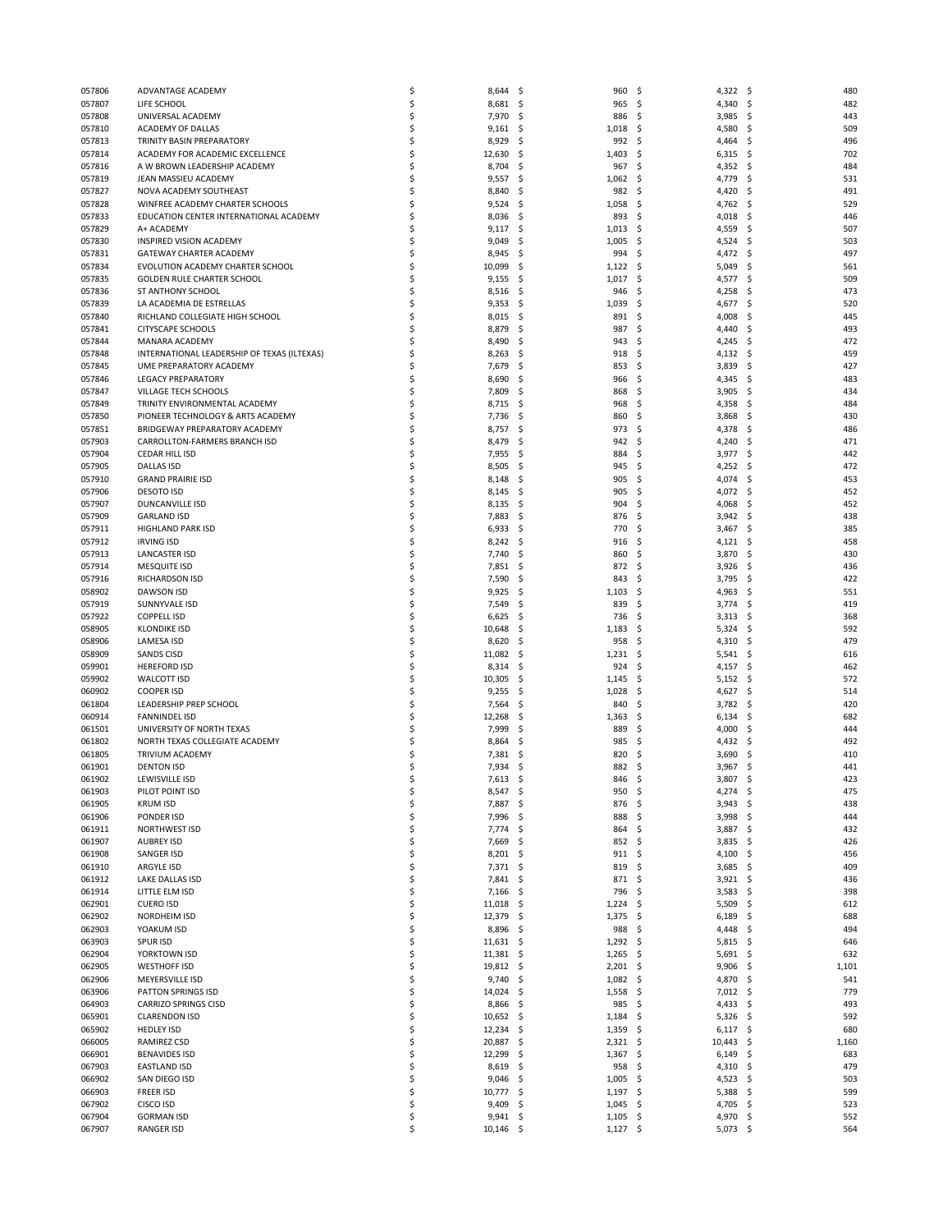| | | | | | |
|---|---|---|---|---|---|
| 057806 | ADVANTAGE ACADEMY | $ 8,644 | $ 960 | $ 4,322 | $ 480 |
| 057807 | LIFE SCHOOL | $ 8,681 | $ 965 | $ 4,340 | $ 482 |
| 057808 | UNIVERSAL ACADEMY | $ 7,970 | $ 886 | $ 3,985 | $ 443 |
| 057810 | ACADEMY OF DALLAS | $ 9,161 | $ 1,018 | $ 4,580 | $ 509 |
| 057813 | TRINITY BASIN PREPARATORY | $ 8,929 | $ 992 | $ 4,464 | $ 496 |
| 057814 | ACADEMY FOR ACADEMIC EXCELLENCE | $ 12,630 | $ 1,403 | $ 6,315 | $ 702 |
| 057816 | A W BROWN LEADERSHIP ACADEMY | $ 8,704 | $ 967 | $ 4,352 | $ 484 |
| 057819 | JEAN MASSIEU ACADEMY | $ 9,557 | $ 1,062 | $ 4,779 | $ 531 |
| 057827 | NOVA ACADEMY SOUTHEAST | $ 8,840 | $ 982 | $ 4,420 | $ 491 |
| 057828 | WINFREE ACADEMY CHARTER SCHOOLS | $ 9,524 | $ 1,058 | $ 4,762 | $ 529 |
| 057833 | EDUCATION CENTER INTERNATIONAL ACADEMY | $ 8,036 | $ 893 | $ 4,018 | $ 446 |
| 057829 | A+ ACADEMY | $ 9,117 | $ 1,013 | $ 4,559 | $ 507 |
| 057830 | INSPIRED VISION ACADEMY | $ 9,049 | $ 1,005 | $ 4,524 | $ 503 |
| 057831 | GATEWAY CHARTER ACADEMY | $ 8,945 | $ 994 | $ 4,472 | $ 497 |
| 057834 | EVOLUTION ACADEMY CHARTER SCHOOL | $ 10,099 | $ 1,122 | $ 5,049 | $ 561 |
| 057835 | GOLDEN RULE CHARTER SCHOOL | $ 9,155 | $ 1,017 | $ 4,577 | $ 509 |
| 057836 | ST ANTHONY SCHOOL | $ 8,516 | $ 946 | $ 4,258 | $ 473 |
| 057839 | LA ACADEMIA DE ESTRELLAS | $ 9,353 | $ 1,039 | $ 4,677 | $ 520 |
| 057840 | RICHLAND COLLEGIATE HIGH SCHOOL | $ 8,015 | $ 891 | $ 4,008 | $ 445 |
| 057841 | CITYSCAPE SCHOOLS | $ 8,879 | $ 987 | $ 4,440 | $ 493 |
| 057844 | MANARA ACADEMY | $ 8,490 | $ 943 | $ 4,245 | $ 472 |
| 057848 | INTERNATIONAL LEADERSHIP OF TEXAS (ILTEXAS) | $ 8,263 | $ 918 | $ 4,132 | $ 459 |
| 057845 | UME PREPARATORY ACADEMY | $ 7,679 | $ 853 | $ 3,839 | $ 427 |
| 057846 | LEGACY PREPARATORY | $ 8,690 | $ 966 | $ 4,345 | $ 483 |
| 057847 | VILLAGE TECH SCHOOLS | $ 7,809 | $ 868 | $ 3,905 | $ 434 |
| 057849 | TRINITY ENVIRONMENTAL ACADEMY | $ 8,715 | $ 968 | $ 4,358 | $ 484 |
| 057850 | PIONEER TECHNOLOGY & ARTS ACADEMY | $ 7,736 | $ 860 | $ 3,868 | $ 430 |
| 057851 | BRIDGEWAY PREPARATORY ACADEMY | $ 8,757 | $ 973 | $ 4,378 | $ 486 |
| 057903 | CARROLLTON-FARMERS BRANCH ISD | $ 8,479 | $ 942 | $ 4,240 | $ 471 |
| 057904 | CEDAR HILL ISD | $ 7,955 | $ 884 | $ 3,977 | $ 442 |
| 057905 | DALLAS ISD | $ 8,505 | $ 945 | $ 4,252 | $ 472 |
| 057910 | GRAND PRAIRIE ISD | $ 8,148 | $ 905 | $ 4,074 | $ 453 |
| 057906 | DESOTO ISD | $ 8,145 | $ 905 | $ 4,072 | $ 452 |
| 057907 | DUNCANVILLE ISD | $ 8,135 | $ 904 | $ 4,068 | $ 452 |
| 057909 | GARLAND ISD | $ 7,883 | $ 876 | $ 3,942 | $ 438 |
| 057911 | HIGHLAND PARK ISD | $ 6,933 | $ 770 | $ 3,467 | $ 385 |
| 057912 | IRVING ISD | $ 8,242 | $ 916 | $ 4,121 | $ 458 |
| 057913 | LANCASTER ISD | $ 7,740 | $ 860 | $ 3,870 | $ 430 |
| 057914 | MESQUITE ISD | $ 7,851 | $ 872 | $ 3,926 | $ 436 |
| 057916 | RICHARDSON ISD | $ 7,590 | $ 843 | $ 3,795 | $ 422 |
| 058902 | DAWSON ISD | $ 9,925 | $ 1,103 | $ 4,963 | $ 551 |
| 057919 | SUNNYVALE ISD | $ 7,549 | $ 839 | $ 3,774 | $ 419 |
| 057922 | COPPELL ISD | $ 6,625 | $ 736 | $ 3,313 | $ 368 |
| 058905 | KLONDIKE ISD | $ 10,648 | $ 1,183 | $ 5,324 | $ 592 |
| 058906 | LAMESA ISD | $ 8,620 | $ 958 | $ 4,310 | $ 479 |
| 058909 | SANDS CISD | $ 11,082 | $ 1,231 | $ 5,541 | $ 616 |
| 059901 | HEREFORD ISD | $ 8,314 | $ 924 | $ 4,157 | $ 462 |
| 059902 | WALCOTT ISD | $ 10,305 | $ 1,145 | $ 5,152 | $ 572 |
| 060902 | COOPER ISD | $ 9,255 | $ 1,028 | $ 4,627 | $ 514 |
| 061804 | LEADERSHIP PREP SCHOOL | $ 7,564 | $ 840 | $ 3,782 | $ 420 |
| 060914 | FANNINDEL ISD | $ 12,268 | $ 1,363 | $ 6,134 | $ 682 |
| 061501 | UNIVERSITY OF NORTH TEXAS | $ 7,999 | $ 889 | $ 4,000 | $ 444 |
| 061802 | NORTH TEXAS COLLEGIATE ACADEMY | $ 8,864 | $ 985 | $ 4,432 | $ 492 |
| 061805 | TRIVIUM ACADEMY | $ 7,381 | $ 820 | $ 3,690 | $ 410 |
| 061901 | DENTON ISD | $ 7,934 | $ 882 | $ 3,967 | $ 441 |
| 061902 | LEWISVILLE ISD | $ 7,613 | $ 846 | $ 3,807 | $ 423 |
| 061903 | PILOT POINT ISD | $ 8,547 | $ 950 | $ 4,274 | $ 475 |
| 061905 | KRUM ISD | $ 7,887 | $ 876 | $ 3,943 | $ 438 |
| 061906 | PONDER ISD | $ 7,996 | $ 888 | $ 3,998 | $ 444 |
| 061911 | NORTHWEST ISD | $ 7,774 | $ 864 | $ 3,887 | $ 432 |
| 061907 | AUBREY ISD | $ 7,669 | $ 852 | $ 3,835 | $ 426 |
| 061908 | SANGER ISD | $ 8,201 | $ 911 | $ 4,100 | $ 456 |
| 061910 | ARGYLE ISD | $ 7,371 | $ 819 | $ 3,685 | $ 409 |
| 061912 | LAKE DALLAS ISD | $ 7,841 | $ 871 | $ 3,921 | $ 436 |
| 061914 | LITTLE ELM ISD | $ 7,166 | $ 796 | $ 3,583 | $ 398 |
| 062901 | CUERO ISD | $ 11,018 | $ 1,224 | $ 5,509 | $ 612 |
| 062902 | NORDHEIM ISD | $ 12,379 | $ 1,375 | $ 6,189 | $ 688 |
| 062903 | YOAKUM ISD | $ 8,896 | $ 988 | $ 4,448 | $ 494 |
| 063903 | SPUR ISD | $ 11,631 | $ 1,292 | $ 5,815 | $ 646 |
| 062904 | YORKTOWN ISD | $ 11,381 | $ 1,265 | $ 5,691 | $ 632 |
| 062905 | WESTHOFF ISD | $ 19,812 | $ 2,201 | $ 9,906 | $ 1,101 |
| 062906 | MEYERSVILLE ISD | $ 9,740 | $ 1,082 | $ 4,870 | $ 541 |
| 063906 | PATTON SPRINGS ISD | $ 14,024 | $ 1,558 | $ 7,012 | $ 779 |
| 064903 | CARRIZO SPRINGS CISD | $ 8,866 | $ 985 | $ 4,433 | $ 493 |
| 065901 | CLARENDON ISD | $ 10,652 | $ 1,184 | $ 5,326 | $ 592 |
| 065902 | HEDLEY ISD | $ 12,234 | $ 1,359 | $ 6,117 | $ 680 |
| 066005 | RAMIREZ CSD | $ 20,887 | $ 2,321 | $ 10,443 | $ 1,160 |
| 066901 | BENAVIDES ISD | $ 12,299 | $ 1,367 | $ 6,149 | $ 683 |
| 067903 | EASTLAND ISD | $ 8,619 | $ 958 | $ 4,310 | $ 479 |
| 066902 | SAN DIEGO ISD | $ 9,046 | $ 1,005 | $ 4,523 | $ 503 |
| 066903 | FREER ISD | $ 10,777 | $ 1,197 | $ 5,388 | $ 599 |
| 067902 | CISCO ISD | $ 9,409 | $ 1,045 | $ 4,705 | $ 523 |
| 067904 | GORMAN ISD | $ 9,941 | $ 1,105 | $ 4,970 | $ 552 |
| 067907 | RANGER ISD | $ 10,146 | $ 1,127 | $ 5,073 | $ 564 |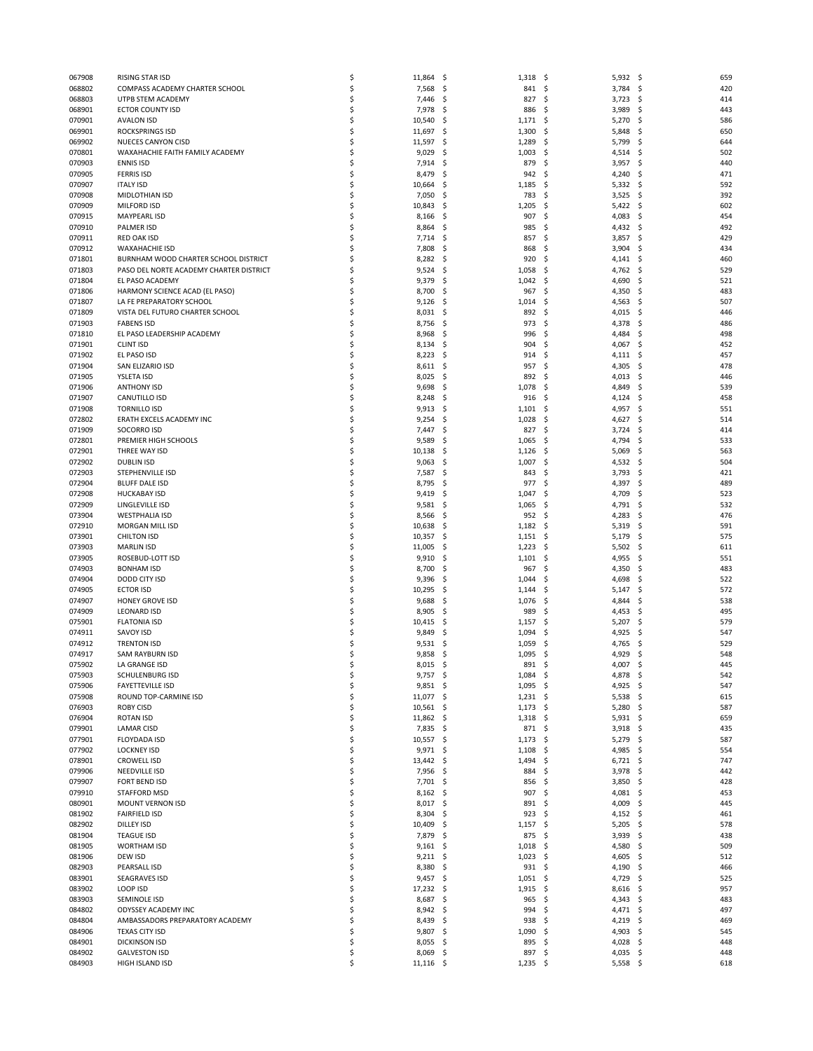| | | | | | |
|---|---|---|---|---|---|
| 067908 | RISING STAR ISD | $ 11,864 | $ 1,318 | $ 5,932 | $ 659 |
| 068802 | COMPASS ACADEMY CHARTER SCHOOL | $ 7,568 | $ 841 | $ 3,784 | $ 420 |
| 068803 | UTPB STEM ACADEMY | $ 7,446 | $ 827 | $ 3,723 | $ 414 |
| 068901 | ECTOR COUNTY ISD | $ 7,978 | $ 886 | $ 3,989 | $ 443 |
| 070901 | AVALON ISD | $ 10,540 | $ 1,171 | $ 5,270 | $ 586 |
| 069901 | ROCKSPRINGS ISD | $ 11,697 | $ 1,300 | $ 5,848 | $ 650 |
| 069902 | NUECES CANYON CISD | $ 11,597 | $ 1,289 | $ 5,799 | $ 644 |
| 070801 | WAXAHACHIE FAITH FAMILY ACADEMY | $ 9,029 | $ 1,003 | $ 4,514 | $ 502 |
| 070903 | ENNIS ISD | $ 7,914 | $ 879 | $ 3,957 | $ 440 |
| 070905 | FERRIS ISD | $ 8,479 | $ 942 | $ 4,240 | $ 471 |
| 070907 | ITALY ISD | $ 10,664 | $ 1,185 | $ 5,332 | $ 592 |
| 070908 | MIDLOTHIAN ISD | $ 7,050 | $ 783 | $ 3,525 | $ 392 |
| 070909 | MILFORD ISD | $ 10,843 | $ 1,205 | $ 5,422 | $ 602 |
| 070915 | MAYPEARL ISD | $ 8,166 | $ 907 | $ 4,083 | $ 454 |
| 070910 | PALMER ISD | $ 8,864 | $ 985 | $ 4,432 | $ 492 |
| 070911 | RED OAK ISD | $ 7,714 | $ 857 | $ 3,857 | $ 429 |
| 070912 | WAXAHACHIE ISD | $ 7,808 | $ 868 | $ 3,904 | $ 434 |
| 071801 | BURNHAM WOOD CHARTER SCHOOL DISTRICT | $ 8,282 | $ 920 | $ 4,141 | $ 460 |
| 071803 | PASO DEL NORTE ACADEMY CHARTER DISTRICT | $ 9,524 | $ 1,058 | $ 4,762 | $ 529 |
| 071804 | EL PASO ACADEMY | $ 9,379 | $ 1,042 | $ 4,690 | $ 521 |
| 071806 | HARMONY SCIENCE ACAD (EL PASO) | $ 8,700 | $ 967 | $ 4,350 | $ 483 |
| 071807 | LA FE PREPARATORY SCHOOL | $ 9,126 | $ 1,014 | $ 4,563 | $ 507 |
| 071809 | VISTA DEL FUTURO CHARTER SCHOOL | $ 8,031 | $ 892 | $ 4,015 | $ 446 |
| 071903 | FABENS ISD | $ 8,756 | $ 973 | $ 4,378 | $ 486 |
| 071810 | EL PASO LEADERSHIP ACADEMY | $ 8,968 | $ 996 | $ 4,484 | $ 498 |
| 071901 | CLINT ISD | $ 8,134 | $ 904 | $ 4,067 | $ 452 |
| 071902 | EL PASO ISD | $ 8,223 | $ 914 | $ 4,111 | $ 457 |
| 071904 | SAN ELIZARIO ISD | $ 8,611 | $ 957 | $ 4,305 | $ 478 |
| 071905 | YSLETA ISD | $ 8,025 | $ 892 | $ 4,013 | $ 446 |
| 071906 | ANTHONY ISD | $ 9,698 | $ 1,078 | $ 4,849 | $ 539 |
| 071907 | CANUTILLO ISD | $ 8,248 | $ 916 | $ 4,124 | $ 458 |
| 071908 | TORNILLO ISD | $ 9,913 | $ 1,101 | $ 4,957 | $ 551 |
| 072802 | ERATH EXCELS ACADEMY INC | $ 9,254 | $ 1,028 | $ 4,627 | $ 514 |
| 071909 | SOCORRO ISD | $ 7,447 | $ 827 | $ 3,724 | $ 414 |
| 072801 | PREMIER HIGH SCHOOLS | $ 9,589 | $ 1,065 | $ 4,794 | $ 533 |
| 072901 | THREE WAY ISD | $ 10,138 | $ 1,126 | $ 5,069 | $ 563 |
| 072902 | DUBLIN ISD | $ 9,063 | $ 1,007 | $ 4,532 | $ 504 |
| 072903 | STEPHENVILLE ISD | $ 7,587 | $ 843 | $ 3,793 | $ 421 |
| 072904 | BLUFF DALE ISD | $ 8,795 | $ 977 | $ 4,397 | $ 489 |
| 072908 | HUCKABAY ISD | $ 9,419 | $ 1,047 | $ 4,709 | $ 523 |
| 072909 | LINGLEVILLE ISD | $ 9,581 | $ 1,065 | $ 4,791 | $ 532 |
| 073904 | WESTPHALIA ISD | $ 8,566 | $ 952 | $ 4,283 | $ 476 |
| 072910 | MORGAN MILL ISD | $ 10,638 | $ 1,182 | $ 5,319 | $ 591 |
| 073901 | CHILTON ISD | $ 10,357 | $ 1,151 | $ 5,179 | $ 575 |
| 073903 | MARLIN ISD | $ 11,005 | $ 1,223 | $ 5,502 | $ 611 |
| 073905 | ROSEBUD-LOTT ISD | $ 9,910 | $ 1,101 | $ 4,955 | $ 551 |
| 074903 | BONHAM ISD | $ 8,700 | $ 967 | $ 4,350 | $ 483 |
| 074904 | DODD CITY ISD | $ 9,396 | $ 1,044 | $ 4,698 | $ 522 |
| 074905 | ECTOR ISD | $ 10,295 | $ 1,144 | $ 5,147 | $ 572 |
| 074907 | HONEY GROVE ISD | $ 9,688 | $ 1,076 | $ 4,844 | $ 538 |
| 074909 | LEONARD ISD | $ 8,905 | $ 989 | $ 4,453 | $ 495 |
| 075901 | FLATONIA ISD | $ 10,415 | $ 1,157 | $ 5,207 | $ 579 |
| 074911 | SAVOY ISD | $ 9,849 | $ 1,094 | $ 4,925 | $ 547 |
| 074912 | TRENTON ISD | $ 9,531 | $ 1,059 | $ 4,765 | $ 529 |
| 074917 | SAM RAYBURN ISD | $ 9,858 | $ 1,095 | $ 4,929 | $ 548 |
| 075902 | LA GRANGE ISD | $ 8,015 | $ 891 | $ 4,007 | $ 445 |
| 075903 | SCHULENBURG ISD | $ 9,757 | $ 1,084 | $ 4,878 | $ 542 |
| 075906 | FAYETTEVILLE ISD | $ 9,851 | $ 1,095 | $ 4,925 | $ 547 |
| 075908 | ROUND TOP-CARMINE ISD | $ 11,077 | $ 1,231 | $ 5,538 | $ 615 |
| 076903 | ROBY CISD | $ 10,561 | $ 1,173 | $ 5,280 | $ 587 |
| 076904 | ROTAN ISD | $ 11,862 | $ 1,318 | $ 5,931 | $ 659 |
| 079901 | LAMAR CISD | $ 7,835 | $ 871 | $ 3,918 | $ 435 |
| 077901 | FLOYDADA ISD | $ 10,557 | $ 1,173 | $ 5,279 | $ 587 |
| 077902 | LOCKNEY ISD | $ 9,971 | $ 1,108 | $ 4,985 | $ 554 |
| 078901 | CROWELL ISD | $ 13,442 | $ 1,494 | $ 6,721 | $ 747 |
| 079906 | NEEDVILLE ISD | $ 7,956 | $ 884 | $ 3,978 | $ 442 |
| 079907 | FORT BEND ISD | $ 7,701 | $ 856 | $ 3,850 | $ 428 |
| 079910 | STAFFORD MSD | $ 8,162 | $ 907 | $ 4,081 | $ 453 |
| 080901 | MOUNT VERNON ISD | $ 8,017 | $ 891 | $ 4,009 | $ 445 |
| 081902 | FAIRFIELD ISD | $ 8,304 | $ 923 | $ 4,152 | $ 461 |
| 082902 | DILLEY ISD | $ 10,409 | $ 1,157 | $ 5,205 | $ 578 |
| 081904 | TEAGUE ISD | $ 7,879 | $ 875 | $ 3,939 | $ 438 |
| 081905 | WORTHAM ISD | $ 9,161 | $ 1,018 | $ 4,580 | $ 509 |
| 081906 | DEW ISD | $ 9,211 | $ 1,023 | $ 4,605 | $ 512 |
| 082903 | PEARSALL ISD | $ 8,380 | $ 931 | $ 4,190 | $ 466 |
| 083901 | SEAGRAVES ISD | $ 9,457 | $ 1,051 | $ 4,729 | $ 525 |
| 083902 | LOOP ISD | $ 17,232 | $ 1,915 | $ 8,616 | $ 957 |
| 083903 | SEMINOLE ISD | $ 8,687 | $ 965 | $ 4,343 | $ 483 |
| 084802 | ODYSSEY ACADEMY INC | $ 8,942 | $ 994 | $ 4,471 | $ 497 |
| 084804 | AMBASSADORS PREPARATORY ACADEMY | $ 8,439 | $ 938 | $ 4,219 | $ 469 |
| 084906 | TEXAS CITY ISD | $ 9,807 | $ 1,090 | $ 4,903 | $ 545 |
| 084901 | DICKINSON ISD | $ 8,055 | $ 895 | $ 4,028 | $ 448 |
| 084902 | GALVESTON ISD | $ 8,069 | $ 897 | $ 4,035 | $ 448 |
| 084903 | HIGH ISLAND ISD | $ 11,116 | $ 1,235 | $ 5,558 | $ 618 |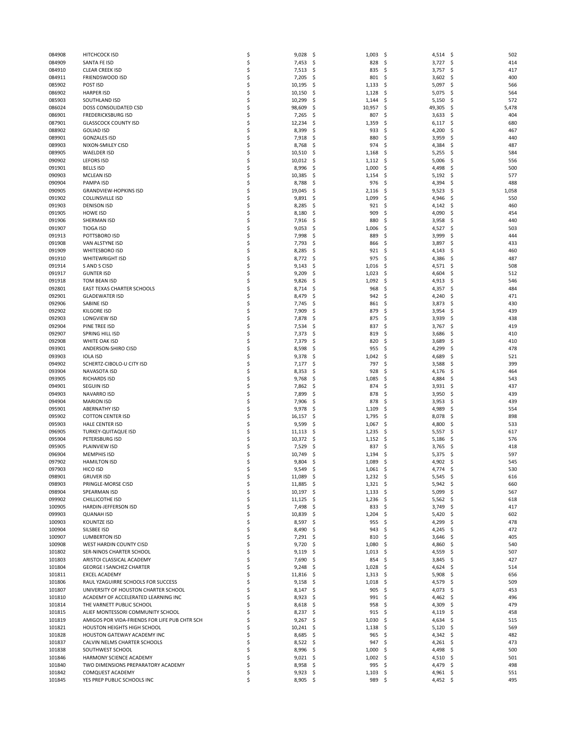| | | | | | |
|---|---|---|---|---|---|
| 084908 | HITCHCOCK ISD | $ 9,028 | $ 1,003 | $ 4,514 | $ 502 |
| 084909 | SANTA FE ISD | $ 7,453 | $ 828 | $ 3,727 | $ 414 |
| 084910 | CLEAR CREEK ISD | $ 7,513 | $ 835 | $ 3,757 | $ 417 |
| 084911 | FRIENDSWOOD ISD | $ 7,205 | $ 801 | $ 3,602 | $ 400 |
| 085902 | POST ISD | $ 10,195 | $ 1,133 | $ 5,097 | $ 566 |
| 086902 | HARPER ISD | $ 10,150 | $ 1,128 | $ 5,075 | $ 564 |
| 085903 | SOUTHLAND ISD | $ 10,299 | $ 1,144 | $ 5,150 | $ 572 |
| 086024 | DOSS CONSOLIDATED CSD | $ 98,609 | $ 10,957 | $ 49,305 | $ 5,478 |
| 086901 | FREDERICKSBURG ISD | $ 7,265 | $ 807 | $ 3,633 | $ 404 |
| 087901 | GLASSCOCK COUNTY ISD | $ 12,234 | $ 1,359 | $ 6,117 | $ 680 |
| 088902 | GOLIAD ISD | $ 8,399 | $ 933 | $ 4,200 | $ 467 |
| 089901 | GONZALES ISD | $ 7,918 | $ 880 | $ 3,959 | $ 440 |
| 089903 | NIXON-SMILEY CISD | $ 8,768 | $ 974 | $ 4,384 | $ 487 |
| 089905 | WAELDER ISD | $ 10,510 | $ 1,168 | $ 5,255 | $ 584 |
| 090902 | LEFORS ISD | $ 10,012 | $ 1,112 | $ 5,006 | $ 556 |
| 091901 | BELLS ISD | $ 8,996 | $ 1,000 | $ 4,498 | $ 500 |
| 090903 | MCLEAN ISD | $ 10,385 | $ 1,154 | $ 5,192 | $ 577 |
| 090904 | PAMPA ISD | $ 8,788 | $ 976 | $ 4,394 | $ 488 |
| 090905 | GRANDVIEW-HOPKINS ISD | $ 19,045 | $ 2,116 | $ 9,523 | $ 1,058 |
| 091902 | COLLINSVILLE ISD | $ 9,891 | $ 1,099 | $ 4,946 | $ 550 |
| 091903 | DENISON ISD | $ 8,285 | $ 921 | $ 4,142 | $ 460 |
| 091905 | HOWE ISD | $ 8,180 | $ 909 | $ 4,090 | $ 454 |
| 091906 | SHERMAN ISD | $ 7,916 | $ 880 | $ 3,958 | $ 440 |
| 091907 | TIOGA ISD | $ 9,053 | $ 1,006 | $ 4,527 | $ 503 |
| 091913 | POTTSBORO ISD | $ 7,998 | $ 889 | $ 3,999 | $ 444 |
| 091908 | VAN ALSTYNE ISD | $ 7,793 | $ 866 | $ 3,897 | $ 433 |
| 091909 | WHITESBORO ISD | $ 8,285 | $ 921 | $ 4,143 | $ 460 |
| 091910 | WHITEWRIGHT ISD | $ 8,772 | $ 975 | $ 4,386 | $ 487 |
| 091914 | S AND S CISD | $ 9,143 | $ 1,016 | $ 4,571 | $ 508 |
| 091917 | GUNTER ISD | $ 9,209 | $ 1,023 | $ 4,604 | $ 512 |
| 091918 | TOM BEAN ISD | $ 9,826 | $ 1,092 | $ 4,913 | $ 546 |
| 092801 | EAST TEXAS CHARTER SCHOOLS | $ 8,714 | $ 968 | $ 4,357 | $ 484 |
| 092901 | GLADEWATER ISD | $ 8,479 | $ 942 | $ 4,240 | $ 471 |
| 092906 | SABINE ISD | $ 7,745 | $ 861 | $ 3,873 | $ 430 |
| 092902 | KILGORE ISD | $ 7,909 | $ 879 | $ 3,954 | $ 439 |
| 092903 | LONGVIEW ISD | $ 7,878 | $ 875 | $ 3,939 | $ 438 |
| 092904 | PINE TREE ISD | $ 7,534 | $ 837 | $ 3,767 | $ 419 |
| 092907 | SPRING HILL ISD | $ 7,373 | $ 819 | $ 3,686 | $ 410 |
| 092908 | WHITE OAK ISD | $ 7,379 | $ 820 | $ 3,689 | $ 410 |
| 093901 | ANDERSON-SHIRO CISD | $ 8,598 | $ 955 | $ 4,299 | $ 478 |
| 093903 | IOLA ISD | $ 9,378 | $ 1,042 | $ 4,689 | $ 521 |
| 094902 | SCHERTZ-CIBOLO-U CITY ISD | $ 7,177 | $ 797 | $ 3,588 | $ 399 |
| 093904 | NAVASOTA ISD | $ 8,353 | $ 928 | $ 4,176 | $ 464 |
| 093905 | RICHARDS ISD | $ 9,768 | $ 1,085 | $ 4,884 | $ 543 |
| 094901 | SEGUIN ISD | $ 7,862 | $ 874 | $ 3,931 | $ 437 |
| 094903 | NAVARRO ISD | $ 7,899 | $ 878 | $ 3,950 | $ 439 |
| 094904 | MARION ISD | $ 7,906 | $ 878 | $ 3,953 | $ 439 |
| 095901 | ABERNATHY ISD | $ 9,978 | $ 1,109 | $ 4,989 | $ 554 |
| 095902 | COTTON CENTER ISD | $ 16,157 | $ 1,795 | $ 8,078 | $ 898 |
| 095903 | HALE CENTER ISD | $ 9,599 | $ 1,067 | $ 4,800 | $ 533 |
| 096905 | TURKEY-QUITAQUE ISD | $ 11,113 | $ 1,235 | $ 5,557 | $ 617 |
| 095904 | PETERSBURG ISD | $ 10,372 | $ 1,152 | $ 5,186 | $ 576 |
| 095905 | PLAINVIEW ISD | $ 7,529 | $ 837 | $ 3,765 | $ 418 |
| 096904 | MEMPHIS ISD | $ 10,749 | $ 1,194 | $ 5,375 | $ 597 |
| 097902 | HAMILTON ISD | $ 9,804 | $ 1,089 | $ 4,902 | $ 545 |
| 097903 | HICO ISD | $ 9,549 | $ 1,061 | $ 4,774 | $ 530 |
| 098901 | GRUVER ISD | $ 11,089 | $ 1,232 | $ 5,545 | $ 616 |
| 098903 | PRINGLE-MORSE CISD | $ 11,885 | $ 1,321 | $ 5,942 | $ 660 |
| 098904 | SPEARMAN ISD | $ 10,197 | $ 1,133 | $ 5,099 | $ 567 |
| 099902 | CHILLICOTHE ISD | $ 11,125 | $ 1,236 | $ 5,562 | $ 618 |
| 100905 | HARDIN-JEFFERSON ISD | $ 7,498 | $ 833 | $ 3,749 | $ 417 |
| 099903 | QUANAH ISD | $ 10,839 | $ 1,204 | $ 5,420 | $ 602 |
| 100903 | KOUNTZE ISD | $ 8,597 | $ 955 | $ 4,299 | $ 478 |
| 100904 | SILSBEE ISD | $ 8,490 | $ 943 | $ 4,245 | $ 472 |
| 100907 | LUMBERTON ISD | $ 7,291 | $ 810 | $ 3,646 | $ 405 |
| 100908 | WEST HARDIN COUNTY CISD | $ 9,720 | $ 1,080 | $ 4,860 | $ 540 |
| 101802 | SER-NINOS CHARTER SCHOOL | $ 9,119 | $ 1,013 | $ 4,559 | $ 507 |
| 101803 | ARISTOI CLASSICAL ACADEMY | $ 7,690 | $ 854 | $ 3,845 | $ 427 |
| 101804 | GEORGE I SANCHEZ CHARTER | $ 9,248 | $ 1,028 | $ 4,624 | $ 514 |
| 101811 | EXCEL ACADEMY | $ 11,816 | $ 1,313 | $ 5,908 | $ 656 |
| 101806 | RAUL YZAGUIRRE SCHOOLS FOR SUCCESS | $ 9,158 | $ 1,018 | $ 4,579 | $ 509 |
| 101807 | UNIVERSITY OF HOUSTON CHARTER SCHOOL | $ 8,147 | $ 905 | $ 4,073 | $ 453 |
| 101810 | ACADEMY OF ACCELERATED LEARNING INC | $ 8,923 | $ 991 | $ 4,462 | $ 496 |
| 101814 | THE VARNETT PUBLIC SCHOOL | $ 8,618 | $ 958 | $ 4,309 | $ 479 |
| 101815 | ALIEF MONTESSORI COMMUNITY SCHOOL | $ 8,237 | $ 915 | $ 4,119 | $ 458 |
| 101819 | AMIGOS POR VIDA-FRIENDS FOR LIFE PUB CHTR SCH | $ 9,267 | $ 1,030 | $ 4,634 | $ 515 |
| 101821 | HOUSTON HEIGHTS HIGH SCHOOL | $ 10,241 | $ 1,138 | $ 5,120 | $ 569 |
| 101828 | HOUSTON GATEWAY ACADEMY INC | $ 8,685 | $ 965 | $ 4,342 | $ 482 |
| 101837 | CALVIN NELMS CHARTER SCHOOLS | $ 8,522 | $ 947 | $ 4,261 | $ 473 |
| 101838 | SOUTHWEST SCHOOL | $ 8,996 | $ 1,000 | $ 4,498 | $ 500 |
| 101846 | HARMONY SCIENCE ACADEMY | $ 9,021 | $ 1,002 | $ 4,510 | $ 501 |
| 101840 | TWO DIMENSIONS PREPARATORY ACADEMY | $ 8,958 | $ 995 | $ 4,479 | $ 498 |
| 101842 | COMQUEST ACADEMY | $ 9,923 | $ 1,103 | $ 4,961 | $ 551 |
| 101845 | YES PREP PUBLIC SCHOOLS INC | $ 8,905 | $ 989 | $ 4,452 | $ 495 |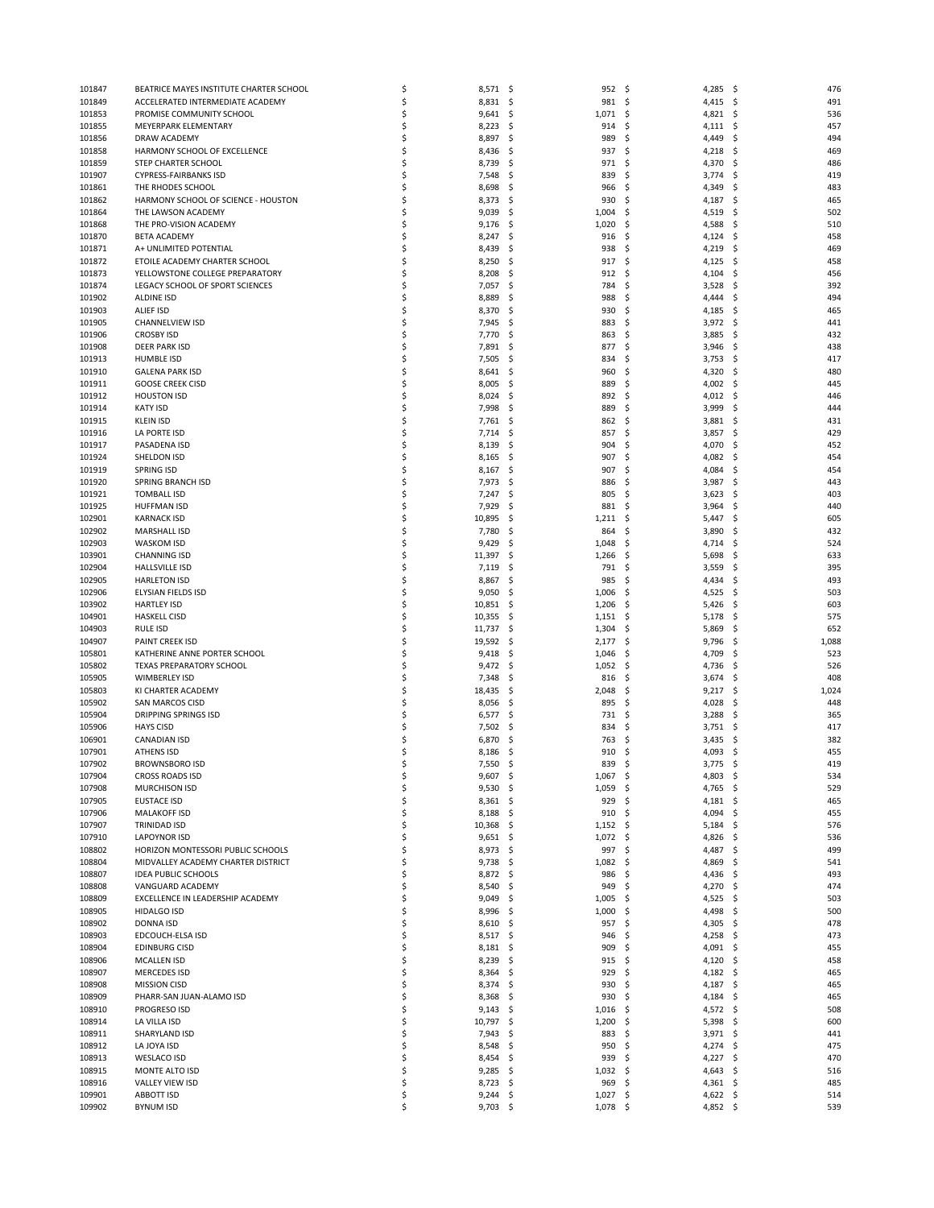| | | | | | |
|---|---|---|---|---|---|
| 101847 | BEATRICE MAYES INSTITUTE CHARTER SCHOOL | $ 8,571 | $ 952 | $ 4,285 | $ 476 |
| 101849 | ACCELERATED INTERMEDIATE ACADEMY | $ 8,831 | $ 981 | $ 4,415 | $ 491 |
| 101853 | PROMISE COMMUNITY SCHOOL | $ 9,641 | $ 1,071 | $ 4,821 | $ 536 |
| 101855 | MEYERPARK ELEMENTARY | $ 8,223 | $ 914 | $ 4,111 | $ 457 |
| 101856 | DRAW ACADEMY | $ 8,897 | $ 989 | $ 4,449 | $ 494 |
| 101858 | HARMONY SCHOOL OF EXCELLENCE | $ 8,436 | $ 937 | $ 4,218 | $ 469 |
| 101859 | STEP CHARTER SCHOOL | $ 8,739 | $ 971 | $ 4,370 | $ 486 |
| 101907 | CYPRESS-FAIRBANKS ISD | $ 7,548 | $ 839 | $ 3,774 | $ 419 |
| 101861 | THE RHODES SCHOOL | $ 8,698 | $ 966 | $ 4,349 | $ 483 |
| 101862 | HARMONY SCHOOL OF SCIENCE - HOUSTON | $ 8,373 | $ 930 | $ 4,187 | $ 465 |
| 101864 | THE LAWSON ACADEMY | $ 9,039 | $ 1,004 | $ 4,519 | $ 502 |
| 101868 | THE PRO-VISION ACADEMY | $ 9,176 | $ 1,020 | $ 4,588 | $ 510 |
| 101870 | BETA ACADEMY | $ 8,247 | $ 916 | $ 4,124 | $ 458 |
| 101871 | A+ UNLIMITED POTENTIAL | $ 8,439 | $ 938 | $ 4,219 | $ 469 |
| 101872 | ETOILE ACADEMY CHARTER SCHOOL | $ 8,250 | $ 917 | $ 4,125 | $ 458 |
| 101873 | YELLOWSTONE COLLEGE PREPARATORY | $ 8,208 | $ 912 | $ 4,104 | $ 456 |
| 101874 | LEGACY SCHOOL OF SPORT SCIENCES | $ 7,057 | $ 784 | $ 3,528 | $ 392 |
| 101902 | ALDINE ISD | $ 8,889 | $ 988 | $ 4,444 | $ 494 |
| 101903 | ALIEF ISD | $ 8,370 | $ 930 | $ 4,185 | $ 465 |
| 101905 | CHANNELVIEW ISD | $ 7,945 | $ 883 | $ 3,972 | $ 441 |
| 101906 | CROSBY ISD | $ 7,770 | $ 863 | $ 3,885 | $ 432 |
| 101908 | DEER PARK ISD | $ 7,891 | $ 877 | $ 3,946 | $ 438 |
| 101913 | HUMBLE ISD | $ 7,505 | $ 834 | $ 3,753 | $ 417 |
| 101910 | GALENA PARK ISD | $ 8,641 | $ 960 | $ 4,320 | $ 480 |
| 101911 | GOOSE CREEK CISD | $ 8,005 | $ 889 | $ 4,002 | $ 445 |
| 101912 | HOUSTON ISD | $ 8,024 | $ 892 | $ 4,012 | $ 446 |
| 101914 | KATY ISD | $ 7,998 | $ 889 | $ 3,999 | $ 444 |
| 101915 | KLEIN ISD | $ 7,761 | $ 862 | $ 3,881 | $ 431 |
| 101916 | LA PORTE ISD | $ 7,714 | $ 857 | $ 3,857 | $ 429 |
| 101917 | PASADENA ISD | $ 8,139 | $ 904 | $ 4,070 | $ 452 |
| 101924 | SHELDON ISD | $ 8,165 | $ 907 | $ 4,082 | $ 454 |
| 101919 | SPRING ISD | $ 8,167 | $ 907 | $ 4,084 | $ 454 |
| 101920 | SPRING BRANCH ISD | $ 7,973 | $ 886 | $ 3,987 | $ 443 |
| 101921 | TOMBALL ISD | $ 7,247 | $ 805 | $ 3,623 | $ 403 |
| 101925 | HUFFMAN ISD | $ 7,929 | $ 881 | $ 3,964 | $ 440 |
| 102901 | KARNACK ISD | $ 10,895 | $ 1,211 | $ 5,447 | $ 605 |
| 102902 | MARSHALL ISD | $ 7,780 | $ 864 | $ 3,890 | $ 432 |
| 102903 | WASKOM ISD | $ 9,429 | $ 1,048 | $ 4,714 | $ 524 |
| 103901 | CHANNING ISD | $ 11,397 | $ 1,266 | $ 5,698 | $ 633 |
| 102904 | HALLSVILLE ISD | $ 7,119 | $ 791 | $ 3,559 | $ 395 |
| 102905 | HARLETON ISD | $ 8,867 | $ 985 | $ 4,434 | $ 493 |
| 102906 | ELYSIAN FIELDS ISD | $ 9,050 | $ 1,006 | $ 4,525 | $ 503 |
| 103902 | HARTLEY ISD | $ 10,851 | $ 1,206 | $ 5,426 | $ 603 |
| 104901 | HASKELL CISD | $ 10,355 | $ 1,151 | $ 5,178 | $ 575 |
| 104903 | RULE ISD | $ 11,737 | $ 1,304 | $ 5,869 | $ 652 |
| 104907 | PAINT CREEK ISD | $ 19,592 | $ 2,177 | $ 9,796 | $ 1,088 |
| 105801 | KATHERINE ANNE PORTER SCHOOL | $ 9,418 | $ 1,046 | $ 4,709 | $ 523 |
| 105802 | TEXAS PREPARATORY SCHOOL | $ 9,472 | $ 1,052 | $ 4,736 | $ 526 |
| 105905 | WIMBERLEY ISD | $ 7,348 | $ 816 | $ 3,674 | $ 408 |
| 105803 | KI CHARTER ACADEMY | $ 18,435 | $ 2,048 | $ 9,217 | $ 1,024 |
| 105902 | SAN MARCOS CISD | $ 8,056 | $ 895 | $ 4,028 | $ 448 |
| 105904 | DRIPPING SPRINGS ISD | $ 6,577 | $ 731 | $ 3,288 | $ 365 |
| 105906 | HAYS CISD | $ 7,502 | $ 834 | $ 3,751 | $ 417 |
| 106901 | CANADIAN ISD | $ 6,870 | $ 763 | $ 3,435 | $ 382 |
| 107901 | ATHENS ISD | $ 8,186 | $ 910 | $ 4,093 | $ 455 |
| 107902 | BROWNSBORO ISD | $ 7,550 | $ 839 | $ 3,775 | $ 419 |
| 107904 | CROSS ROADS ISD | $ 9,607 | $ 1,067 | $ 4,803 | $ 534 |
| 107908 | MURCHISON ISD | $ 9,530 | $ 1,059 | $ 4,765 | $ 529 |
| 107905 | EUSTACE ISD | $ 8,361 | $ 929 | $ 4,181 | $ 465 |
| 107906 | MALAKOFF ISD | $ 8,188 | $ 910 | $ 4,094 | $ 455 |
| 107907 | TRINIDAD ISD | $ 10,368 | $ 1,152 | $ 5,184 | $ 576 |
| 107910 | LAPOYNOR ISD | $ 9,651 | $ 1,072 | $ 4,826 | $ 536 |
| 108802 | HORIZON MONTESSORI PUBLIC SCHOOLS | $ 8,973 | $ 997 | $ 4,487 | $ 499 |
| 108804 | MIDVALLEY ACADEMY CHARTER DISTRICT | $ 9,738 | $ 1,082 | $ 4,869 | $ 541 |
| 108807 | IDEA PUBLIC SCHOOLS | $ 8,872 | $ 986 | $ 4,436 | $ 493 |
| 108808 | VANGUARD ACADEMY | $ 8,540 | $ 949 | $ 4,270 | $ 474 |
| 108809 | EXCELLENCE IN LEADERSHIP ACADEMY | $ 9,049 | $ 1,005 | $ 4,525 | $ 503 |
| 108905 | HIDALGO ISD | $ 8,996 | $ 1,000 | $ 4,498 | $ 500 |
| 108902 | DONNA ISD | $ 8,610 | $ 957 | $ 4,305 | $ 478 |
| 108903 | EDCOUCH-ELSA ISD | $ 8,517 | $ 946 | $ 4,258 | $ 473 |
| 108904 | EDINBURG CISD | $ 8,181 | $ 909 | $ 4,091 | $ 455 |
| 108906 | MCALLEN ISD | $ 8,239 | $ 915 | $ 4,120 | $ 458 |
| 108907 | MERCEDES ISD | $ 8,364 | $ 929 | $ 4,182 | $ 465 |
| 108908 | MISSION CISD | $ 8,374 | $ 930 | $ 4,187 | $ 465 |
| 108909 | PHARR-SAN JUAN-ALAMO ISD | $ 8,368 | $ 930 | $ 4,184 | $ 465 |
| 108910 | PROGRESO ISD | $ 9,143 | $ 1,016 | $ 4,572 | $ 508 |
| 108914 | LA VILLA ISD | $ 10,797 | $ 1,200 | $ 5,398 | $ 600 |
| 108911 | SHARYLAND ISD | $ 7,943 | $ 883 | $ 3,971 | $ 441 |
| 108912 | LA JOYA ISD | $ 8,548 | $ 950 | $ 4,274 | $ 475 |
| 108913 | WESLACO ISD | $ 8,454 | $ 939 | $ 4,227 | $ 470 |
| 108915 | MONTE ALTO ISD | $ 9,285 | $ 1,032 | $ 4,643 | $ 516 |
| 108916 | VALLEY VIEW ISD | $ 8,723 | $ 969 | $ 4,361 | $ 485 |
| 109901 | ABBOTT ISD | $ 9,244 | $ 1,027 | $ 4,622 | $ 514 |
| 109902 | BYNUM ISD | $ 9,703 | $ 1,078 | $ 4,852 | $ 539 |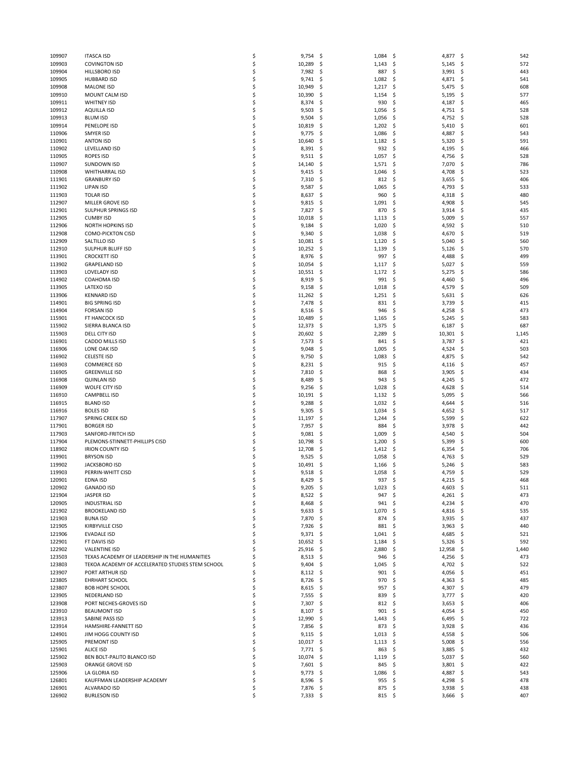| | | | | | |
|---|---|---|---|---|---|
| 109907 | ITASCA ISD | $ 9,754 | $ 1,084 | $ 4,877 | $ 542 |
| 109903 | COVINGTON ISD | $ 10,289 | $ 1,143 | $ 5,145 | $ 572 |
| 109904 | HILLSBORO ISD | $ 7,982 | $ 887 | $ 3,991 | $ 443 |
| 109905 | HUBBARD ISD | $ 9,741 | $ 1,082 | $ 4,871 | $ 541 |
| 109908 | MALONE ISD | $ 10,949 | $ 1,217 | $ 5,475 | $ 608 |
| 109910 | MOUNT CALM ISD | $ 10,390 | $ 1,154 | $ 5,195 | $ 577 |
| 109911 | WHITNEY ISD | $ 8,374 | $ 930 | $ 4,187 | $ 465 |
| 109912 | AQUILLA ISD | $ 9,503 | $ 1,056 | $ 4,751 | $ 528 |
| 109913 | BLUM ISD | $ 9,504 | $ 1,056 | $ 4,752 | $ 528 |
| 109914 | PENELOPE ISD | $ 10,819 | $ 1,202 | $ 5,410 | $ 601 |
| 110906 | SMYER ISD | $ 9,775 | $ 1,086 | $ 4,887 | $ 543 |
| 110901 | ANTON ISD | $ 10,640 | $ 1,182 | $ 5,320 | $ 591 |
| 110902 | LEVELLAND ISD | $ 8,391 | $ 932 | $ 4,195 | $ 466 |
| 110905 | ROPES ISD | $ 9,511 | $ 1,057 | $ 4,756 | $ 528 |
| 110907 | SUNDOWN ISD | $ 14,140 | $ 1,571 | $ 7,070 | $ 786 |
| 110908 | WHITHARRAL ISD | $ 9,415 | $ 1,046 | $ 4,708 | $ 523 |
| 111901 | GRANBURY ISD | $ 7,310 | $ 812 | $ 3,655 | $ 406 |
| 111902 | LIPAN ISD | $ 9,587 | $ 1,065 | $ 4,793 | $ 533 |
| 111903 | TOLAR ISD | $ 8,637 | $ 960 | $ 4,318 | $ 480 |
| 112907 | MILLER GROVE ISD | $ 9,815 | $ 1,091 | $ 4,908 | $ 545 |
| 112901 | SULPHUR SPRINGS ISD | $ 7,827 | $ 870 | $ 3,914 | $ 435 |
| 112905 | CUMBY ISD | $ 10,018 | $ 1,113 | $ 5,009 | $ 557 |
| 112906 | NORTH HOPKINS ISD | $ 9,184 | $ 1,020 | $ 4,592 | $ 510 |
| 112908 | COMO-PICKTON CISD | $ 9,340 | $ 1,038 | $ 4,670 | $ 519 |
| 112909 | SALTILLO ISD | $ 10,081 | $ 1,120 | $ 5,040 | $ 560 |
| 112910 | SULPHUR BLUFF ISD | $ 10,252 | $ 1,139 | $ 5,126 | $ 570 |
| 113901 | CROCKETT ISD | $ 8,976 | $ 997 | $ 4,488 | $ 499 |
| 113902 | GRAPELAND ISD | $ 10,054 | $ 1,117 | $ 5,027 | $ 559 |
| 113903 | LOVELADY ISD | $ 10,551 | $ 1,172 | $ 5,275 | $ 586 |
| 114902 | COAHOMA ISD | $ 8,919 | $ 991 | $ 4,460 | $ 496 |
| 113905 | LATEXO ISD | $ 9,158 | $ 1,018 | $ 4,579 | $ 509 |
| 113906 | KENNARD ISD | $ 11,262 | $ 1,251 | $ 5,631 | $ 626 |
| 114901 | BIG SPRING ISD | $ 7,478 | $ 831 | $ 3,739 | $ 415 |
| 114904 | FORSAN ISD | $ 8,516 | $ 946 | $ 4,258 | $ 473 |
| 115901 | FT HANCOCK ISD | $ 10,489 | $ 1,165 | $ 5,245 | $ 583 |
| 115902 | SIERRA BLANCA ISD | $ 12,373 | $ 1,375 | $ 6,187 | $ 687 |
| 115903 | DELL CITY ISD | $ 20,602 | $ 2,289 | $ 10,301 | $ 1,145 |
| 116901 | CADDO MILLS ISD | $ 7,573 | $ 841 | $ 3,787 | $ 421 |
| 116906 | LONE OAK ISD | $ 9,048 | $ 1,005 | $ 4,524 | $ 503 |
| 116902 | CELESTE ISD | $ 9,750 | $ 1,083 | $ 4,875 | $ 542 |
| 116903 | COMMERCE ISD | $ 8,231 | $ 915 | $ 4,116 | $ 457 |
| 116905 | GREENVILLE ISD | $ 7,810 | $ 868 | $ 3,905 | $ 434 |
| 116908 | QUINLAN ISD | $ 8,489 | $ 943 | $ 4,245 | $ 472 |
| 116909 | WOLFE CITY ISD | $ 9,256 | $ 1,028 | $ 4,628 | $ 514 |
| 116910 | CAMPBELL ISD | $ 10,191 | $ 1,132 | $ 5,095 | $ 566 |
| 116915 | BLAND ISD | $ 9,288 | $ 1,032 | $ 4,644 | $ 516 |
| 116916 | BOLES ISD | $ 9,305 | $ 1,034 | $ 4,652 | $ 517 |
| 117907 | SPRING CREEK ISD | $ 11,197 | $ 1,244 | $ 5,599 | $ 622 |
| 117901 | BORGER ISD | $ 7,957 | $ 884 | $ 3,978 | $ 442 |
| 117903 | SANFORD-FRITCH ISD | $ 9,081 | $ 1,009 | $ 4,540 | $ 504 |
| 117904 | PLEMONS-STINNETT-PHILLIPS CISD | $ 10,798 | $ 1,200 | $ 5,399 | $ 600 |
| 118902 | IRION COUNTY ISD | $ 12,708 | $ 1,412 | $ 6,354 | $ 706 |
| 119901 | BRYSON ISD | $ 9,525 | $ 1,058 | $ 4,763 | $ 529 |
| 119902 | JACKSBORO ISD | $ 10,491 | $ 1,166 | $ 5,246 | $ 583 |
| 119903 | PERRIN-WHITT CISD | $ 9,518 | $ 1,058 | $ 4,759 | $ 529 |
| 120901 | EDNA ISD | $ 8,429 | $ 937 | $ 4,215 | $ 468 |
| 120902 | GANADO ISD | $ 9,205 | $ 1,023 | $ 4,603 | $ 511 |
| 121904 | JASPER ISD | $ 8,522 | $ 947 | $ 4,261 | $ 473 |
| 120905 | INDUSTRIAL ISD | $ 8,468 | $ 941 | $ 4,234 | $ 470 |
| 121902 | BROOKELAND ISD | $ 9,633 | $ 1,070 | $ 4,816 | $ 535 |
| 121903 | BUNA ISD | $ 7,870 | $ 874 | $ 3,935 | $ 437 |
| 121905 | KIRBYVILLE CISD | $ 7,926 | $ 881 | $ 3,963 | $ 440 |
| 121906 | EVADALE ISD | $ 9,371 | $ 1,041 | $ 4,685 | $ 521 |
| 122901 | FT DAVIS ISD | $ 10,652 | $ 1,184 | $ 5,326 | $ 592 |
| 122902 | VALENTINE ISD | $ 25,916 | $ 2,880 | $ 12,958 | $ 1,440 |
| 123503 | TEXAS ACADEMY OF LEADERSHIP IN THE HUMANITIES | $ 8,513 | $ 946 | $ 4,256 | $ 473 |
| 123803 | TEKOA ACADEMY OF ACCELERATED STUDIES STEM SCHOOL | $ 9,404 | $ 1,045 | $ 4,702 | $ 522 |
| 123907 | PORT ARTHUR ISD | $ 8,112 | $ 901 | $ 4,056 | $ 451 |
| 123805 | EHRHART SCHOOL | $ 8,726 | $ 970 | $ 4,363 | $ 485 |
| 123807 | BOB HOPE SCHOOL | $ 8,615 | $ 957 | $ 4,307 | $ 479 |
| 123905 | NEDERLAND ISD | $ 7,555 | $ 839 | $ 3,777 | $ 420 |
| 123908 | PORT NECHES-GROVES ISD | $ 7,307 | $ 812 | $ 3,653 | $ 406 |
| 123910 | BEAUMONT ISD | $ 8,107 | $ 901 | $ 4,054 | $ 450 |
| 123913 | SABINE PASS ISD | $ 12,990 | $ 1,443 | $ 6,495 | $ 722 |
| 123914 | HAMSHIRE-FANNETT ISD | $ 7,856 | $ 873 | $ 3,928 | $ 436 |
| 124901 | JIM HOGG COUNTY ISD | $ 9,115 | $ 1,013 | $ 4,558 | $ 506 |
| 125905 | PREMONT ISD | $ 10,017 | $ 1,113 | $ 5,008 | $ 556 |
| 125901 | ALICE ISD | $ 7,771 | $ 863 | $ 3,885 | $ 432 |
| 125902 | BEN BOLT-PALITO BLANCO ISD | $ 10,074 | $ 1,119 | $ 5,037 | $ 560 |
| 125903 | ORANGE GROVE ISD | $ 7,601 | $ 845 | $ 3,801 | $ 422 |
| 125906 | LA GLORIA ISD | $ 9,773 | $ 1,086 | $ 4,887 | $ 543 |
| 126801 | KAUFFMAN LEADERSHIP ACADEMY | $ 8,596 | $ 955 | $ 4,298 | $ 478 |
| 126901 | ALVARADO ISD | $ 7,876 | $ 875 | $ 3,938 | $ 438 |
| 126902 | BURLESON ISD | $ 7,333 | $ 815 | $ 3,666 | $ 407 |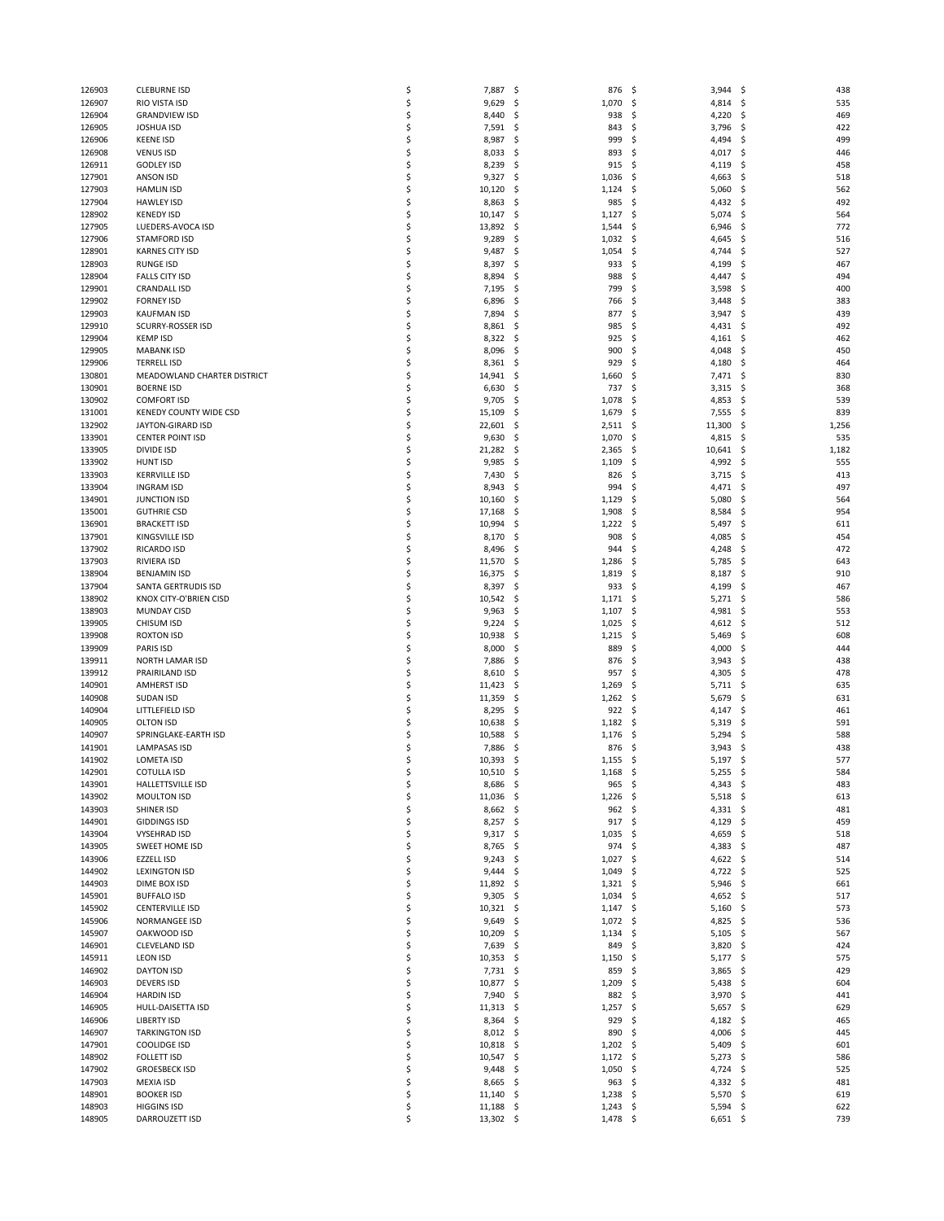| | | | | | |
|---|---|---|---|---|---|
| 126903 | CLEBURNE ISD | $ 7,887 | $ 876 | $ 3,944 | $ 438 |
| 126907 | RIO VISTA ISD | $ 9,629 | $ 1,070 | $ 4,814 | $ 535 |
| 126904 | GRANDVIEW ISD | $ 8,440 | $ 938 | $ 4,220 | $ 469 |
| 126905 | JOSHUA ISD | $ 7,591 | $ 843 | $ 3,796 | $ 422 |
| 126906 | KEENE ISD | $ 8,987 | $ 999 | $ 4,494 | $ 499 |
| 126908 | VENUS ISD | $ 8,033 | $ 893 | $ 4,017 | $ 446 |
| 126911 | GODLEY ISD | $ 8,239 | $ 915 | $ 4,119 | $ 458 |
| 127901 | ANSON ISD | $ 9,327 | $ 1,036 | $ 4,663 | $ 518 |
| 127903 | HAMLIN ISD | $ 10,120 | $ 1,124 | $ 5,060 | $ 562 |
| 127904 | HAWLEY ISD | $ 8,863 | $ 985 | $ 4,432 | $ 492 |
| 128902 | KENEDY ISD | $ 10,147 | $ 1,127 | $ 5,074 | $ 564 |
| 127905 | LUEDERS-AVOCA ISD | $ 13,892 | $ 1,544 | $ 6,946 | $ 772 |
| 127906 | STAMFORD ISD | $ 9,289 | $ 1,032 | $ 4,645 | $ 516 |
| 128901 | KARNES CITY ISD | $ 9,487 | $ 1,054 | $ 4,744 | $ 527 |
| 128903 | RUNGE ISD | $ 8,397 | $ 933 | $ 4,199 | $ 467 |
| 128904 | FALLS CITY ISD | $ 8,894 | $ 988 | $ 4,447 | $ 494 |
| 129901 | CRANDALL ISD | $ 7,195 | $ 799 | $ 3,598 | $ 400 |
| 129902 | FORNEY ISD | $ 6,896 | $ 766 | $ 3,448 | $ 383 |
| 129903 | KAUFMAN ISD | $ 7,894 | $ 877 | $ 3,947 | $ 439 |
| 129910 | SCURRY-ROSSER ISD | $ 8,861 | $ 985 | $ 4,431 | $ 492 |
| 129904 | KEMP ISD | $ 8,322 | $ 925 | $ 4,161 | $ 462 |
| 129905 | MABANK ISD | $ 8,096 | $ 900 | $ 4,048 | $ 450 |
| 129906 | TERRELL ISD | $ 8,361 | $ 929 | $ 4,180 | $ 464 |
| 130801 | MEADOWLAND CHARTER DISTRICT | $ 14,941 | $ 1,660 | $ 7,471 | $ 830 |
| 130901 | BOERNE ISD | $ 6,630 | $ 737 | $ 3,315 | $ 368 |
| 130902 | COMFORT ISD | $ 9,705 | $ 1,078 | $ 4,853 | $ 539 |
| 131001 | KENEDY COUNTY WIDE CSD | $ 15,109 | $ 1,679 | $ 7,555 | $ 839 |
| 132902 | JAYTON-GIRARD ISD | $ 22,601 | $ 2,511 | $ 11,300 | $ 1,256 |
| 133901 | CENTER POINT ISD | $ 9,630 | $ 1,070 | $ 4,815 | $ 535 |
| 133905 | DIVIDE ISD | $ 21,282 | $ 2,365 | $ 10,641 | $ 1,182 |
| 133902 | HUNT ISD | $ 9,985 | $ 1,109 | $ 4,992 | $ 555 |
| 133903 | KERRVILLE ISD | $ 7,430 | $ 826 | $ 3,715 | $ 413 |
| 133904 | INGRAM ISD | $ 8,943 | $ 994 | $ 4,471 | $ 497 |
| 134901 | JUNCTION ISD | $ 10,160 | $ 1,129 | $ 5,080 | $ 564 |
| 135001 | GUTHRIE CSD | $ 17,168 | $ 1,908 | $ 8,584 | $ 954 |
| 136901 | BRACKETT ISD | $ 10,994 | $ 1,222 | $ 5,497 | $ 611 |
| 137901 | KINGSVILLE ISD | $ 8,170 | $ 908 | $ 4,085 | $ 454 |
| 137902 | RICARDO ISD | $ 8,496 | $ 944 | $ 4,248 | $ 472 |
| 137903 | RIVIERA ISD | $ 11,570 | $ 1,286 | $ 5,785 | $ 643 |
| 138904 | BENJAMIN ISD | $ 16,375 | $ 1,819 | $ 8,187 | $ 910 |
| 137904 | SANTA GERTRUDIS ISD | $ 8,397 | $ 933 | $ 4,199 | $ 467 |
| 138902 | KNOX CITY-O'BRIEN CISD | $ 10,542 | $ 1,171 | $ 5,271 | $ 586 |
| 138903 | MUNDAY CISD | $ 9,963 | $ 1,107 | $ 4,981 | $ 553 |
| 139905 | CHISUM ISD | $ 9,224 | $ 1,025 | $ 4,612 | $ 512 |
| 139908 | ROXTON ISD | $ 10,938 | $ 1,215 | $ 5,469 | $ 608 |
| 139909 | PARIS ISD | $ 8,000 | $ 889 | $ 4,000 | $ 444 |
| 139911 | NORTH LAMAR ISD | $ 7,886 | $ 876 | $ 3,943 | $ 438 |
| 139912 | PRAIRILAND ISD | $ 8,610 | $ 957 | $ 4,305 | $ 478 |
| 140901 | AMHERST ISD | $ 11,423 | $ 1,269 | $ 5,711 | $ 635 |
| 140908 | SUDAN ISD | $ 11,359 | $ 1,262 | $ 5,679 | $ 631 |
| 140904 | LITTLEFIELD ISD | $ 8,295 | $ 922 | $ 4,147 | $ 461 |
| 140905 | OLTON ISD | $ 10,638 | $ 1,182 | $ 5,319 | $ 591 |
| 140907 | SPRINGLAKE-EARTH ISD | $ 10,588 | $ 1,176 | $ 5,294 | $ 588 |
| 141901 | LAMPASAS ISD | $ 7,886 | $ 876 | $ 3,943 | $ 438 |
| 141902 | LOMETA ISD | $ 10,393 | $ 1,155 | $ 5,197 | $ 577 |
| 142901 | COTULLA ISD | $ 10,510 | $ 1,168 | $ 5,255 | $ 584 |
| 143901 | HALLETTSVILLE ISD | $ 8,686 | $ 965 | $ 4,343 | $ 483 |
| 143902 | MOULTON ISD | $ 11,036 | $ 1,226 | $ 5,518 | $ 613 |
| 143903 | SHINER ISD | $ 8,662 | $ 962 | $ 4,331 | $ 481 |
| 144901 | GIDDINGS ISD | $ 8,257 | $ 917 | $ 4,129 | $ 459 |
| 143904 | VYSEHRAD ISD | $ 9,317 | $ 1,035 | $ 4,659 | $ 518 |
| 143905 | SWEET HOME ISD | $ 8,765 | $ 974 | $ 4,383 | $ 487 |
| 143906 | EZZELL ISD | $ 9,243 | $ 1,027 | $ 4,622 | $ 514 |
| 144902 | LEXINGTON ISD | $ 9,444 | $ 1,049 | $ 4,722 | $ 525 |
| 144903 | DIME BOX ISD | $ 11,892 | $ 1,321 | $ 5,946 | $ 661 |
| 145901 | BUFFALO ISD | $ 9,305 | $ 1,034 | $ 4,652 | $ 517 |
| 145902 | CENTERVILLE ISD | $ 10,321 | $ 1,147 | $ 5,160 | $ 573 |
| 145906 | NORMANGEE ISD | $ 9,649 | $ 1,072 | $ 4,825 | $ 536 |
| 145907 | OAKWOOD ISD | $ 10,209 | $ 1,134 | $ 5,105 | $ 567 |
| 146901 | CLEVELAND ISD | $ 7,639 | $ 849 | $ 3,820 | $ 424 |
| 145911 | LEON ISD | $ 10,353 | $ 1,150 | $ 5,177 | $ 575 |
| 146902 | DAYTON ISD | $ 7,731 | $ 859 | $ 3,865 | $ 429 |
| 146903 | DEVERS ISD | $ 10,877 | $ 1,209 | $ 5,438 | $ 604 |
| 146904 | HARDIN ISD | $ 7,940 | $ 882 | $ 3,970 | $ 441 |
| 146905 | HULL-DAISETTA ISD | $ 11,313 | $ 1,257 | $ 5,657 | $ 629 |
| 146906 | LIBERTY ISD | $ 8,364 | $ 929 | $ 4,182 | $ 465 |
| 146907 | TARKINGTON ISD | $ 8,012 | $ 890 | $ 4,006 | $ 445 |
| 147901 | COOLIDGE ISD | $ 10,818 | $ 1,202 | $ 5,409 | $ 601 |
| 148902 | FOLLETT ISD | $ 10,547 | $ 1,172 | $ 5,273 | $ 586 |
| 147902 | GROESBECK ISD | $ 9,448 | $ 1,050 | $ 4,724 | $ 525 |
| 147903 | MEXIA ISD | $ 8,665 | $ 963 | $ 4,332 | $ 481 |
| 148901 | BOOKER ISD | $ 11,140 | $ 1,238 | $ 5,570 | $ 619 |
| 148903 | HIGGINS ISD | $ 11,188 | $ 1,243 | $ 5,594 | $ 622 |
| 148905 | DARROUZETT ISD | $ 13,302 | $ 1,478 | $ 6,651 | $ 739 |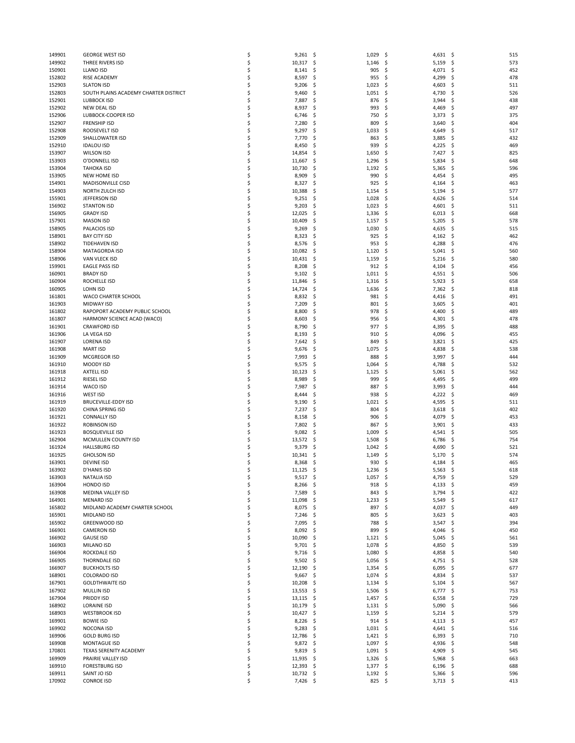| | | | | | |
|---|---|---|---|---|---|
| 149901 | GEORGE WEST ISD | $ 9,261 | $ 1,029 | $ 4,631 | $ 515 |
| 149902 | THREE RIVERS ISD | $ 10,317 | $ 1,146 | $ 5,159 | $ 573 |
| 150901 | LLANO ISD | $ 8,141 | $ 905 | $ 4,071 | $ 452 |
| 152802 | RISE ACADEMY | $ 8,597 | $ 955 | $ 4,299 | $ 478 |
| 152903 | SLATON ISD | $ 9,206 | $ 1,023 | $ 4,603 | $ 511 |
| 152803 | SOUTH PLAINS ACADEMY CHARTER DISTRICT | $ 9,460 | $ 1,051 | $ 4,730 | $ 526 |
| 152901 | LUBBOCK ISD | $ 7,887 | $ 876 | $ 3,944 | $ 438 |
| 152902 | NEW DEAL ISD | $ 8,937 | $ 993 | $ 4,469 | $ 497 |
| 152906 | LUBBOCK-COOPER ISD | $ 6,746 | $ 750 | $ 3,373 | $ 375 |
| 152907 | FRENSHIP ISD | $ 7,280 | $ 809 | $ 3,640 | $ 404 |
| 152908 | ROOSEVELT ISD | $ 9,297 | $ 1,033 | $ 4,649 | $ 517 |
| 152909 | SHALLOWATER ISD | $ 7,770 | $ 863 | $ 3,885 | $ 432 |
| 152910 | IDALOU ISD | $ 8,450 | $ 939 | $ 4,225 | $ 469 |
| 153907 | WILSON ISD | $ 14,854 | $ 1,650 | $ 7,427 | $ 825 |
| 153903 | O'DONNELL ISD | $ 11,667 | $ 1,296 | $ 5,834 | $ 648 |
| 153904 | TAHOKA ISD | $ 10,730 | $ 1,192 | $ 5,365 | $ 596 |
| 153905 | NEW HOME ISD | $ 8,909 | $ 990 | $ 4,454 | $ 495 |
| 154901 | MADISONVILLE CISD | $ 8,327 | $ 925 | $ 4,164 | $ 463 |
| 154903 | NORTH ZULCH ISD | $ 10,388 | $ 1,154 | $ 5,194 | $ 577 |
| 155901 | JEFFERSON ISD | $ 9,251 | $ 1,028 | $ 4,626 | $ 514 |
| 156902 | STANTON ISD | $ 9,203 | $ 1,023 | $ 4,601 | $ 511 |
| 156905 | GRADY ISD | $ 12,025 | $ 1,336 | $ 6,013 | $ 668 |
| 157901 | MASON ISD | $ 10,409 | $ 1,157 | $ 5,205 | $ 578 |
| 158905 | PALACIOS ISD | $ 9,269 | $ 1,030 | $ 4,635 | $ 515 |
| 158901 | BAY CITY ISD | $ 8,323 | $ 925 | $ 4,162 | $ 462 |
| 158902 | TIDEHAVEN ISD | $ 8,576 | $ 953 | $ 4,288 | $ 476 |
| 158904 | MATAGORDA ISD | $ 10,082 | $ 1,120 | $ 5,041 | $ 560 |
| 158906 | VAN VLECK ISD | $ 10,431 | $ 1,159 | $ 5,216 | $ 580 |
| 159901 | EAGLE PASS ISD | $ 8,208 | $ 912 | $ 4,104 | $ 456 |
| 160901 | BRADY ISD | $ 9,102 | $ 1,011 | $ 4,551 | $ 506 |
| 160904 | ROCHELLE ISD | $ 11,846 | $ 1,316 | $ 5,923 | $ 658 |
| 160905 | LOHN ISD | $ 14,724 | $ 1,636 | $ 7,362 | $ 818 |
| 161801 | WACO CHARTER SCHOOL | $ 8,832 | $ 981 | $ 4,416 | $ 491 |
| 161903 | MIDWAY ISD | $ 7,209 | $ 801 | $ 3,605 | $ 401 |
| 161802 | RAPOPORT ACADEMY PUBLIC SCHOOL | $ 8,800 | $ 978 | $ 4,400 | $ 489 |
| 161807 | HARMONY SCIENCE ACAD (WACO) | $ 8,603 | $ 956 | $ 4,301 | $ 478 |
| 161901 | CRAWFORD ISD | $ 8,790 | $ 977 | $ 4,395 | $ 488 |
| 161906 | LA VEGA ISD | $ 8,193 | $ 910 | $ 4,096 | $ 455 |
| 161907 | LORENA ISD | $ 7,642 | $ 849 | $ 3,821 | $ 425 |
| 161908 | MART ISD | $ 9,676 | $ 1,075 | $ 4,838 | $ 538 |
| 161909 | MCGREGOR ISD | $ 7,993 | $ 888 | $ 3,997 | $ 444 |
| 161910 | MOODY ISD | $ 9,575 | $ 1,064 | $ 4,788 | $ 532 |
| 161918 | AXTELL ISD | $ 10,123 | $ 1,125 | $ 5,061 | $ 562 |
| 161912 | RIESEL ISD | $ 8,989 | $ 999 | $ 4,495 | $ 499 |
| 161914 | WACO ISD | $ 7,987 | $ 887 | $ 3,993 | $ 444 |
| 161916 | WEST ISD | $ 8,444 | $ 938 | $ 4,222 | $ 469 |
| 161919 | BRUCEVILLE-EDDY ISD | $ 9,190 | $ 1,021 | $ 4,595 | $ 511 |
| 161920 | CHINA SPRING ISD | $ 7,237 | $ 804 | $ 3,618 | $ 402 |
| 161921 | CONNALLY ISD | $ 8,158 | $ 906 | $ 4,079 | $ 453 |
| 161922 | ROBINSON ISD | $ 7,802 | $ 867 | $ 3,901 | $ 433 |
| 161923 | BOSQUEVILLE ISD | $ 9,082 | $ 1,009 | $ 4,541 | $ 505 |
| 162904 | MCMULLEN COUNTY ISD | $ 13,572 | $ 1,508 | $ 6,786 | $ 754 |
| 161924 | HALLSBURG ISD | $ 9,379 | $ 1,042 | $ 4,690 | $ 521 |
| 161925 | GHOLSON ISD | $ 10,341 | $ 1,149 | $ 5,170 | $ 574 |
| 163901 | DEVINE ISD | $ 8,368 | $ 930 | $ 4,184 | $ 465 |
| 163902 | D'HANIS ISD | $ 11,125 | $ 1,236 | $ 5,563 | $ 618 |
| 163903 | NATALIA ISD | $ 9,517 | $ 1,057 | $ 4,759 | $ 529 |
| 163904 | HONDO ISD | $ 8,266 | $ 918 | $ 4,133 | $ 459 |
| 163908 | MEDINA VALLEY ISD | $ 7,589 | $ 843 | $ 3,794 | $ 422 |
| 164901 | MENARD ISD | $ 11,098 | $ 1,233 | $ 5,549 | $ 617 |
| 165802 | MIDLAND ACADEMY CHARTER SCHOOL | $ 8,075 | $ 897 | $ 4,037 | $ 449 |
| 165901 | MIDLAND ISD | $ 7,246 | $ 805 | $ 3,623 | $ 403 |
| 165902 | GREENWOOD ISD | $ 7,095 | $ 788 | $ 3,547 | $ 394 |
| 166901 | CAMERON ISD | $ 8,092 | $ 899 | $ 4,046 | $ 450 |
| 166902 | GAUSE ISD | $ 10,090 | $ 1,121 | $ 5,045 | $ 561 |
| 166903 | MILANO ISD | $ 9,701 | $ 1,078 | $ 4,850 | $ 539 |
| 166904 | ROCKDALE ISD | $ 9,716 | $ 1,080 | $ 4,858 | $ 540 |
| 166905 | THORNDALE ISD | $ 9,502 | $ 1,056 | $ 4,751 | $ 528 |
| 166907 | BUCKHOLTS ISD | $ 12,190 | $ 1,354 | $ 6,095 | $ 677 |
| 168901 | COLORADO ISD | $ 9,667 | $ 1,074 | $ 4,834 | $ 537 |
| 167901 | GOLDTHWAITE ISD | $ 10,208 | $ 1,134 | $ 5,104 | $ 567 |
| 167902 | MULLIN ISD | $ 13,553 | $ 1,506 | $ 6,777 | $ 753 |
| 167904 | PRIDDY ISD | $ 13,115 | $ 1,457 | $ 6,558 | $ 729 |
| 168902 | LORAINE ISD | $ 10,179 | $ 1,131 | $ 5,090 | $ 566 |
| 168903 | WESTBROOK ISD | $ 10,427 | $ 1,159 | $ 5,214 | $ 579 |
| 169901 | BOWIE ISD | $ 8,226 | $ 914 | $ 4,113 | $ 457 |
| 169902 | NOCONA ISD | $ 9,283 | $ 1,031 | $ 4,641 | $ 516 |
| 169906 | GOLD BURG ISD | $ 12,786 | $ 1,421 | $ 6,393 | $ 710 |
| 169908 | MONTAGUE ISD | $ 9,872 | $ 1,097 | $ 4,936 | $ 548 |
| 170801 | TEXAS SERENITY ACADEMY | $ 9,819 | $ 1,091 | $ 4,909 | $ 545 |
| 169909 | PRAIRIE VALLEY ISD | $ 11,935 | $ 1,326 | $ 5,968 | $ 663 |
| 169910 | FORESTBURG ISD | $ 12,393 | $ 1,377 | $ 6,196 | $ 688 |
| 169911 | SAINT JO ISD | $ 10,732 | $ 1,192 | $ 5,366 | $ 596 |
| 170902 | CONROE ISD | $ 7,426 | $ 825 | $ 3,713 | $ 413 |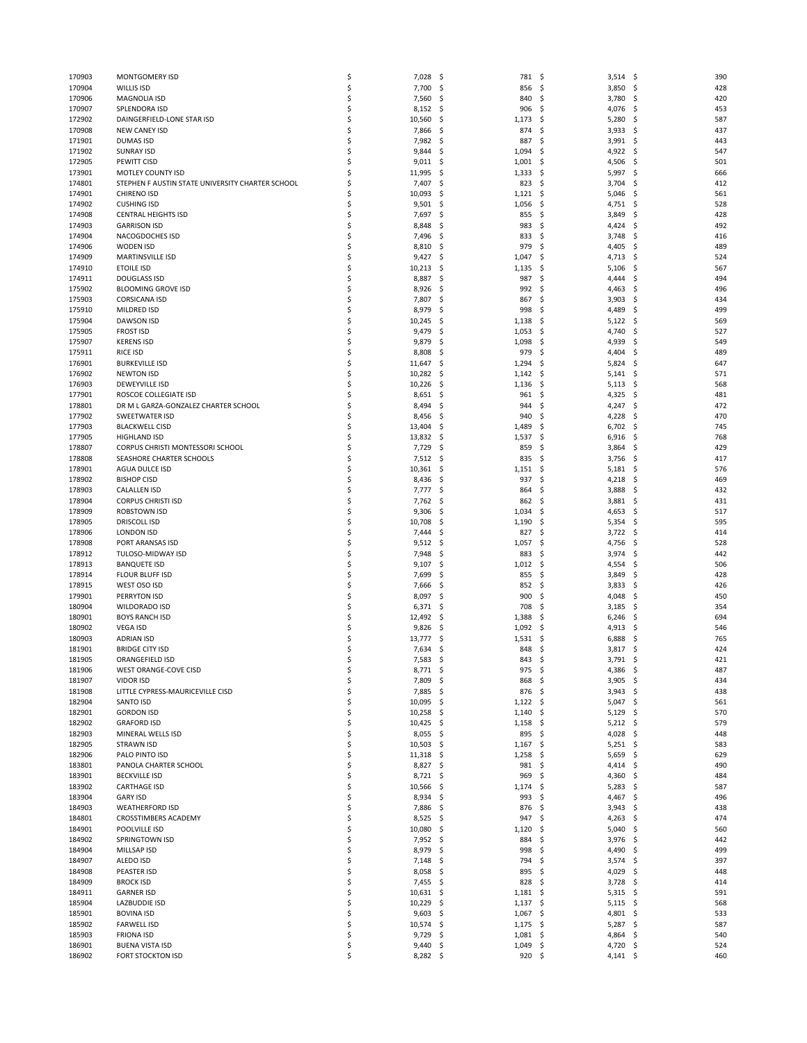| | | | | | |
|---|---|---|---|---|---|
| 170903 | MONTGOMERY ISD | $ 7,028 | $ 781 | $ 3,514 | $ 390 |
| 170904 | WILLIS ISD | $ 7,700 | $ 856 | $ 3,850 | $ 428 |
| 170906 | MAGNOLIA ISD | $ 7,560 | $ 840 | $ 3,780 | $ 420 |
| 170907 | SPLENDORA ISD | $ 8,152 | $ 906 | $ 4,076 | $ 453 |
| 172902 | DAINGERFIELD-LONE STAR ISD | $ 10,560 | $ 1,173 | $ 5,280 | $ 587 |
| 170908 | NEW CANEY ISD | $ 7,866 | $ 874 | $ 3,933 | $ 437 |
| 171901 | DUMAS ISD | $ 7,982 | $ 887 | $ 3,991 | $ 443 |
| 171902 | SUNRAY ISD | $ 9,844 | $ 1,094 | $ 4,922 | $ 547 |
| 172905 | PEWITT CISD | $ 9,011 | $ 1,001 | $ 4,506 | $ 501 |
| 173901 | MOTLEY COUNTY ISD | $ 11,995 | $ 1,333 | $ 5,997 | $ 666 |
| 174801 | STEPHEN F AUSTIN STATE UNIVERSITY CHARTER SCHOOL | $ 7,407 | $ 823 | $ 3,704 | $ 412 |
| 174901 | CHIRENO ISD | $ 10,093 | $ 1,121 | $ 5,046 | $ 561 |
| 174902 | CUSHING ISD | $ 9,501 | $ 1,056 | $ 4,751 | $ 528 |
| 174908 | CENTRAL HEIGHTS ISD | $ 7,697 | $ 855 | $ 3,849 | $ 428 |
| 174903 | GARRISON ISD | $ 8,848 | $ 983 | $ 4,424 | $ 492 |
| 174904 | NACOGDOCHES ISD | $ 7,496 | $ 833 | $ 3,748 | $ 416 |
| 174906 | WODEN ISD | $ 8,810 | $ 979 | $ 4,405 | $ 489 |
| 174909 | MARTINSVILLE ISD | $ 9,427 | $ 1,047 | $ 4,713 | $ 524 |
| 174910 | ETOILE ISD | $ 10,213 | $ 1,135 | $ 5,106 | $ 567 |
| 174911 | DOUGLASS ISD | $ 8,887 | $ 987 | $ 4,444 | $ 494 |
| 175902 | BLOOMING GROVE ISD | $ 8,926 | $ 992 | $ 4,463 | $ 496 |
| 175903 | CORSICANA ISD | $ 7,807 | $ 867 | $ 3,903 | $ 434 |
| 175910 | MILDRED ISD | $ 8,979 | $ 998 | $ 4,489 | $ 499 |
| 175904 | DAWSON ISD | $ 10,245 | $ 1,138 | $ 5,122 | $ 569 |
| 175905 | FROST ISD | $ 9,479 | $ 1,053 | $ 4,740 | $ 527 |
| 175907 | KERENS ISD | $ 9,879 | $ 1,098 | $ 4,939 | $ 549 |
| 175911 | RICE ISD | $ 8,808 | $ 979 | $ 4,404 | $ 489 |
| 176901 | BURKEVILLE ISD | $ 11,647 | $ 1,294 | $ 5,824 | $ 647 |
| 176902 | NEWTON ISD | $ 10,282 | $ 1,142 | $ 5,141 | $ 571 |
| 176903 | DEWEYVILLE ISD | $ 10,226 | $ 1,136 | $ 5,113 | $ 568 |
| 177901 | ROSCOE COLLEGIATE ISD | $ 8,651 | $ 961 | $ 4,325 | $ 481 |
| 178801 | DR M L GARZA-GONZALEZ CHARTER SCHOOL | $ 8,494 | $ 944 | $ 4,247 | $ 472 |
| 177902 | SWEETWATER ISD | $ 8,456 | $ 940 | $ 4,228 | $ 470 |
| 177903 | BLACKWELL CISD | $ 13,404 | $ 1,489 | $ 6,702 | $ 745 |
| 177905 | HIGHLAND ISD | $ 13,832 | $ 1,537 | $ 6,916 | $ 768 |
| 178807 | CORPUS CHRISTI MONTESSORI SCHOOL | $ 7,729 | $ 859 | $ 3,864 | $ 429 |
| 178808 | SEASHORE CHARTER SCHOOLS | $ 7,512 | $ 835 | $ 3,756 | $ 417 |
| 178901 | AGUA DULCE ISD | $ 10,361 | $ 1,151 | $ 5,181 | $ 576 |
| 178902 | BISHOP CISD | $ 8,436 | $ 937 | $ 4,218 | $ 469 |
| 178903 | CALALLEN ISD | $ 7,777 | $ 864 | $ 3,888 | $ 432 |
| 178904 | CORPUS CHRISTI ISD | $ 7,762 | $ 862 | $ 3,881 | $ 431 |
| 178909 | ROBSTOWN ISD | $ 9,306 | $ 1,034 | $ 4,653 | $ 517 |
| 178905 | DRISCOLL ISD | $ 10,708 | $ 1,190 | $ 5,354 | $ 595 |
| 178906 | LONDON ISD | $ 7,444 | $ 827 | $ 3,722 | $ 414 |
| 178908 | PORT ARANSAS ISD | $ 9,512 | $ 1,057 | $ 4,756 | $ 528 |
| 178912 | TULOSO-MIDWAY ISD | $ 7,948 | $ 883 | $ 3,974 | $ 442 |
| 178913 | BANQUETE ISD | $ 9,107 | $ 1,012 | $ 4,554 | $ 506 |
| 178914 | FLOUR BLUFF ISD | $ 7,699 | $ 855 | $ 3,849 | $ 428 |
| 178915 | WEST OSO ISD | $ 7,666 | $ 852 | $ 3,833 | $ 426 |
| 179901 | PERRYTON ISD | $ 8,097 | $ 900 | $ 4,048 | $ 450 |
| 180904 | WILDORADO ISD | $ 6,371 | $ 708 | $ 3,185 | $ 354 |
| 180901 | BOYS RANCH ISD | $ 12,492 | $ 1,388 | $ 6,246 | $ 694 |
| 180902 | VEGA ISD | $ 9,826 | $ 1,092 | $ 4,913 | $ 546 |
| 180903 | ADRIAN ISD | $ 13,777 | $ 1,531 | $ 6,888 | $ 765 |
| 181901 | BRIDGE CITY ISD | $ 7,634 | $ 848 | $ 3,817 | $ 424 |
| 181905 | ORANGEFIELD ISD | $ 7,583 | $ 843 | $ 3,791 | $ 421 |
| 181906 | WEST ORANGE-COVE CISD | $ 8,771 | $ 975 | $ 4,386 | $ 487 |
| 181907 | VIDOR ISD | $ 7,809 | $ 868 | $ 3,905 | $ 434 |
| 181908 | LITTLE CYPRESS-MAURICEVILLE CISD | $ 7,885 | $ 876 | $ 3,943 | $ 438 |
| 182904 | SANTO ISD | $ 10,095 | $ 1,122 | $ 5,047 | $ 561 |
| 182901 | GORDON ISD | $ 10,258 | $ 1,140 | $ 5,129 | $ 570 |
| 182902 | GRAFORD ISD | $ 10,425 | $ 1,158 | $ 5,212 | $ 579 |
| 182903 | MINERAL WELLS ISD | $ 8,055 | $ 895 | $ 4,028 | $ 448 |
| 182905 | STRAWN ISD | $ 10,503 | $ 1,167 | $ 5,251 | $ 583 |
| 182906 | PALO PINTO ISD | $ 11,318 | $ 1,258 | $ 5,659 | $ 629 |
| 183801 | PANOLA CHARTER SCHOOL | $ 8,827 | $ 981 | $ 4,414 | $ 490 |
| 183901 | BECKVILLE ISD | $ 8,721 | $ 969 | $ 4,360 | $ 484 |
| 183902 | CARTHAGE ISD | $ 10,566 | $ 1,174 | $ 5,283 | $ 587 |
| 183904 | GARY ISD | $ 8,934 | $ 993 | $ 4,467 | $ 496 |
| 184903 | WEATHERFORD ISD | $ 7,886 | $ 876 | $ 3,943 | $ 438 |
| 184801 | CROSSTIMBERS ACADEMY | $ 8,525 | $ 947 | $ 4,263 | $ 474 |
| 184901 | POOLVILLE ISD | $ 10,080 | $ 1,120 | $ 5,040 | $ 560 |
| 184902 | SPRINGTOWN ISD | $ 7,952 | $ 884 | $ 3,976 | $ 442 |
| 184904 | MILLSAP ISD | $ 8,979 | $ 998 | $ 4,490 | $ 499 |
| 184907 | ALEDO ISD | $ 7,148 | $ 794 | $ 3,574 | $ 397 |
| 184908 | PEASTER ISD | $ 8,058 | $ 895 | $ 4,029 | $ 448 |
| 184909 | BROCK ISD | $ 7,455 | $ 828 | $ 3,728 | $ 414 |
| 184911 | GARNER ISD | $ 10,631 | $ 1,181 | $ 5,315 | $ 591 |
| 185904 | LAZBUDDIE ISD | $ 10,229 | $ 1,137 | $ 5,115 | $ 568 |
| 185901 | BOVINA ISD | $ 9,603 | $ 1,067 | $ 4,801 | $ 533 |
| 185902 | FARWELL ISD | $ 10,574 | $ 1,175 | $ 5,287 | $ 587 |
| 185903 | FRIONA ISD | $ 9,729 | $ 1,081 | $ 4,864 | $ 540 |
| 186901 | BUENA VISTA ISD | $ 9,440 | $ 1,049 | $ 4,720 | $ 524 |
| 186902 | FORT STOCKTON ISD | $ 8,282 | $ 920 | $ 4,141 | $ 460 |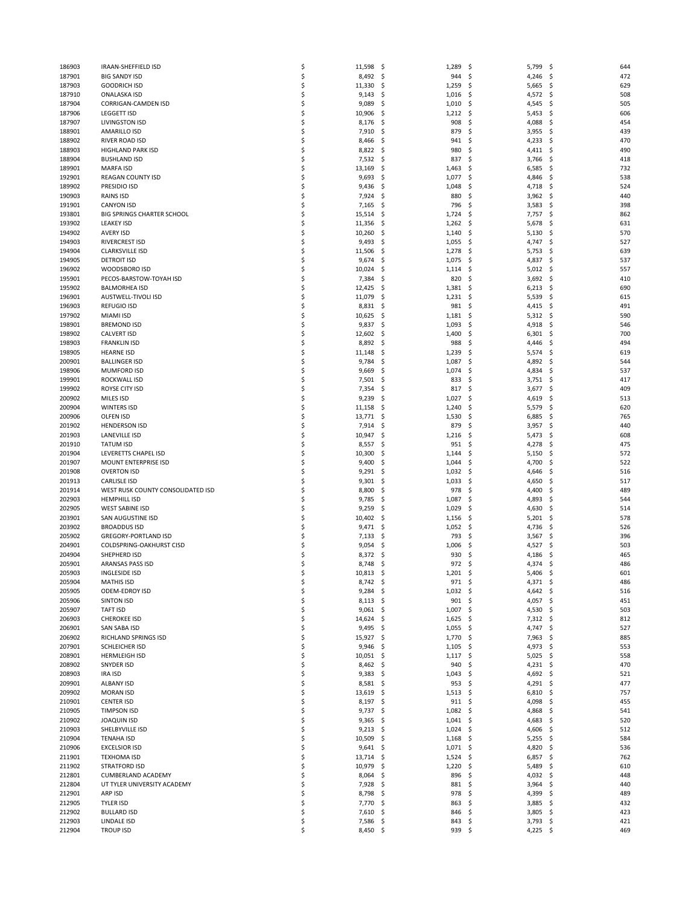| | | | | | |
|---|---|---|---|---|---|
| 186903 | IRAAN-SHEFFIELD ISD | $ 11,598 | $ 1,289 | $ 5,799 | $ 644 |
| 187901 | BIG SANDY ISD | $ 8,492 | $ 944 | $ 4,246 | $ 472 |
| 187903 | GOODRICH ISD | $ 11,330 | $ 1,259 | $ 5,665 | $ 629 |
| 187910 | ONALASKA ISD | $ 9,143 | $ 1,016 | $ 4,572 | $ 508 |
| 187904 | CORRIGAN-CAMDEN ISD | $ 9,089 | $ 1,010 | $ 4,545 | $ 505 |
| 187906 | LEGGETT ISD | $ 10,906 | $ 1,212 | $ 5,453 | $ 606 |
| 187907 | LIVINGSTON ISD | $ 8,176 | $ 908 | $ 4,088 | $ 454 |
| 188901 | AMARILLO ISD | $ 7,910 | $ 879 | $ 3,955 | $ 439 |
| 188902 | RIVER ROAD ISD | $ 8,466 | $ 941 | $ 4,233 | $ 470 |
| 188903 | HIGHLAND PARK ISD | $ 8,822 | $ 980 | $ 4,411 | $ 490 |
| 188904 | BUSHLAND ISD | $ 7,532 | $ 837 | $ 3,766 | $ 418 |
| 189901 | MARFA ISD | $ 13,169 | $ 1,463 | $ 6,585 | $ 732 |
| 192901 | REAGAN COUNTY ISD | $ 9,693 | $ 1,077 | $ 4,846 | $ 538 |
| 189902 | PRESIDIO ISD | $ 9,436 | $ 1,048 | $ 4,718 | $ 524 |
| 190903 | RAINS ISD | $ 7,924 | $ 880 | $ 3,962 | $ 440 |
| 191901 | CANYON ISD | $ 7,165 | $ 796 | $ 3,583 | $ 398 |
| 193801 | BIG SPRINGS CHARTER SCHOOL | $ 15,514 | $ 1,724 | $ 7,757 | $ 862 |
| 193902 | LEAKEY ISD | $ 11,356 | $ 1,262 | $ 5,678 | $ 631 |
| 194902 | AVERY ISD | $ 10,260 | $ 1,140 | $ 5,130 | $ 570 |
| 194903 | RIVERCREST ISD | $ 9,493 | $ 1,055 | $ 4,747 | $ 527 |
| 194904 | CLARKSVILLE ISD | $ 11,506 | $ 1,278 | $ 5,753 | $ 639 |
| 194905 | DETROIT ISD | $ 9,674 | $ 1,075 | $ 4,837 | $ 537 |
| 196902 | WOODSBORO ISD | $ 10,024 | $ 1,114 | $ 5,012 | $ 557 |
| 195901 | PECOS-BARSTOW-TOYAH ISD | $ 7,384 | $ 820 | $ 3,692 | $ 410 |
| 195902 | BALMORHEA ISD | $ 12,425 | $ 1,381 | $ 6,213 | $ 690 |
| 196901 | AUSTWELL-TIVOLI ISD | $ 11,079 | $ 1,231 | $ 5,539 | $ 615 |
| 196903 | REFUGIO ISD | $ 8,831 | $ 981 | $ 4,415 | $ 491 |
| 197902 | MIAMI ISD | $ 10,625 | $ 1,181 | $ 5,312 | $ 590 |
| 198901 | BREMOND ISD | $ 9,837 | $ 1,093 | $ 4,918 | $ 546 |
| 198902 | CALVERT ISD | $ 12,602 | $ 1,400 | $ 6,301 | $ 700 |
| 198903 | FRANKLIN ISD | $ 8,892 | $ 988 | $ 4,446 | $ 494 |
| 198905 | HEARNE ISD | $ 11,148 | $ 1,239 | $ 5,574 | $ 619 |
| 200901 | BALLINGER ISD | $ 9,784 | $ 1,087 | $ 4,892 | $ 544 |
| 198906 | MUMFORD ISD | $ 9,669 | $ 1,074 | $ 4,834 | $ 537 |
| 199901 | ROCKWALL ISD | $ 7,501 | $ 833 | $ 3,751 | $ 417 |
| 199902 | ROYSE CITY ISD | $ 7,354 | $ 817 | $ 3,677 | $ 409 |
| 200902 | MILES ISD | $ 9,239 | $ 1,027 | $ 4,619 | $ 513 |
| 200904 | WINTERS ISD | $ 11,158 | $ 1,240 | $ 5,579 | $ 620 |
| 200906 | OLFEN ISD | $ 13,771 | $ 1,530 | $ 6,885 | $ 765 |
| 201902 | HENDERSON ISD | $ 7,914 | $ 879 | $ 3,957 | $ 440 |
| 201903 | LANEVILLE ISD | $ 10,947 | $ 1,216 | $ 5,473 | $ 608 |
| 201910 | TATUM ISD | $ 8,557 | $ 951 | $ 4,278 | $ 475 |
| 201904 | LEVERETTS CHAPEL ISD | $ 10,300 | $ 1,144 | $ 5,150 | $ 572 |
| 201907 | MOUNT ENTERPRISE ISD | $ 9,400 | $ 1,044 | $ 4,700 | $ 522 |
| 201908 | OVERTON ISD | $ 9,291 | $ 1,032 | $ 4,646 | $ 516 |
| 201913 | CARLISLE ISD | $ 9,301 | $ 1,033 | $ 4,650 | $ 517 |
| 201914 | WEST RUSK COUNTY CONSOLIDATED ISD | $ 8,800 | $ 978 | $ 4,400 | $ 489 |
| 202903 | HEMPHILL ISD | $ 9,785 | $ 1,087 | $ 4,893 | $ 544 |
| 202905 | WEST SABINE ISD | $ 9,259 | $ 1,029 | $ 4,630 | $ 514 |
| 203901 | SAN AUGUSTINE ISD | $ 10,402 | $ 1,156 | $ 5,201 | $ 578 |
| 203902 | BROADDUS ISD | $ 9,471 | $ 1,052 | $ 4,736 | $ 526 |
| 205902 | GREGORY-PORTLAND ISD | $ 7,133 | $ 793 | $ 3,567 | $ 396 |
| 204901 | COLDSPRING-OAKHURST CISD | $ 9,054 | $ 1,006 | $ 4,527 | $ 503 |
| 204904 | SHEPHERD ISD | $ 8,372 | $ 930 | $ 4,186 | $ 465 |
| 205901 | ARANSAS PASS ISD | $ 8,748 | $ 972 | $ 4,374 | $ 486 |
| 205903 | INGLESIDE ISD | $ 10,813 | $ 1,201 | $ 5,406 | $ 601 |
| 205904 | MATHIS ISD | $ 8,742 | $ 971 | $ 4,371 | $ 486 |
| 205905 | ODEM-EDROY ISD | $ 9,284 | $ 1,032 | $ 4,642 | $ 516 |
| 205906 | SINTON ISD | $ 8,113 | $ 901 | $ 4,057 | $ 451 |
| 205907 | TAFT ISD | $ 9,061 | $ 1,007 | $ 4,530 | $ 503 |
| 206903 | CHEROKEE ISD | $ 14,624 | $ 1,625 | $ 7,312 | $ 812 |
| 206901 | SAN SABA ISD | $ 9,495 | $ 1,055 | $ 4,747 | $ 527 |
| 206902 | RICHLAND SPRINGS ISD | $ 15,927 | $ 1,770 | $ 7,963 | $ 885 |
| 207901 | SCHLEICHER ISD | $ 9,946 | $ 1,105 | $ 4,973 | $ 553 |
| 208901 | HERMLEIGH ISD | $ 10,051 | $ 1,117 | $ 5,025 | $ 558 |
| 208902 | SNYDER ISD | $ 8,462 | $ 940 | $ 4,231 | $ 470 |
| 208903 | IRA ISD | $ 9,383 | $ 1,043 | $ 4,692 | $ 521 |
| 209901 | ALBANY ISD | $ 8,581 | $ 953 | $ 4,291 | $ 477 |
| 209902 | MORAN ISD | $ 13,619 | $ 1,513 | $ 6,810 | $ 757 |
| 210901 | CENTER ISD | $ 8,197 | $ 911 | $ 4,098 | $ 455 |
| 210905 | TIMPSON ISD | $ 9,737 | $ 1,082 | $ 4,868 | $ 541 |
| 210902 | JOAQUIN ISD | $ 9,365 | $ 1,041 | $ 4,683 | $ 520 |
| 210903 | SHELBYVILLE ISD | $ 9,213 | $ 1,024 | $ 4,606 | $ 512 |
| 210904 | TENAHA ISD | $ 10,509 | $ 1,168 | $ 5,255 | $ 584 |
| 210906 | EXCELSIOR ISD | $ 9,641 | $ 1,071 | $ 4,820 | $ 536 |
| 211901 | TEXHOMA ISD | $ 13,714 | $ 1,524 | $ 6,857 | $ 762 |
| 211902 | STRATFORD ISD | $ 10,979 | $ 1,220 | $ 5,489 | $ 610 |
| 212801 | CUMBERLAND ACADEMY | $ 8,064 | $ 896 | $ 4,032 | $ 448 |
| 212804 | UT TYLER UNIVERSITY ACADEMY | $ 7,928 | $ 881 | $ 3,964 | $ 440 |
| 212901 | ARP ISD | $ 8,798 | $ 978 | $ 4,399 | $ 489 |
| 212905 | TYLER ISD | $ 7,770 | $ 863 | $ 3,885 | $ 432 |
| 212902 | BULLARD ISD | $ 7,610 | $ 846 | $ 3,805 | $ 423 |
| 212903 | LINDALE ISD | $ 7,586 | $ 843 | $ 3,793 | $ 421 |
| 212904 | TROUP ISD | $ 8,450 | $ 939 | $ 4,225 | $ 469 |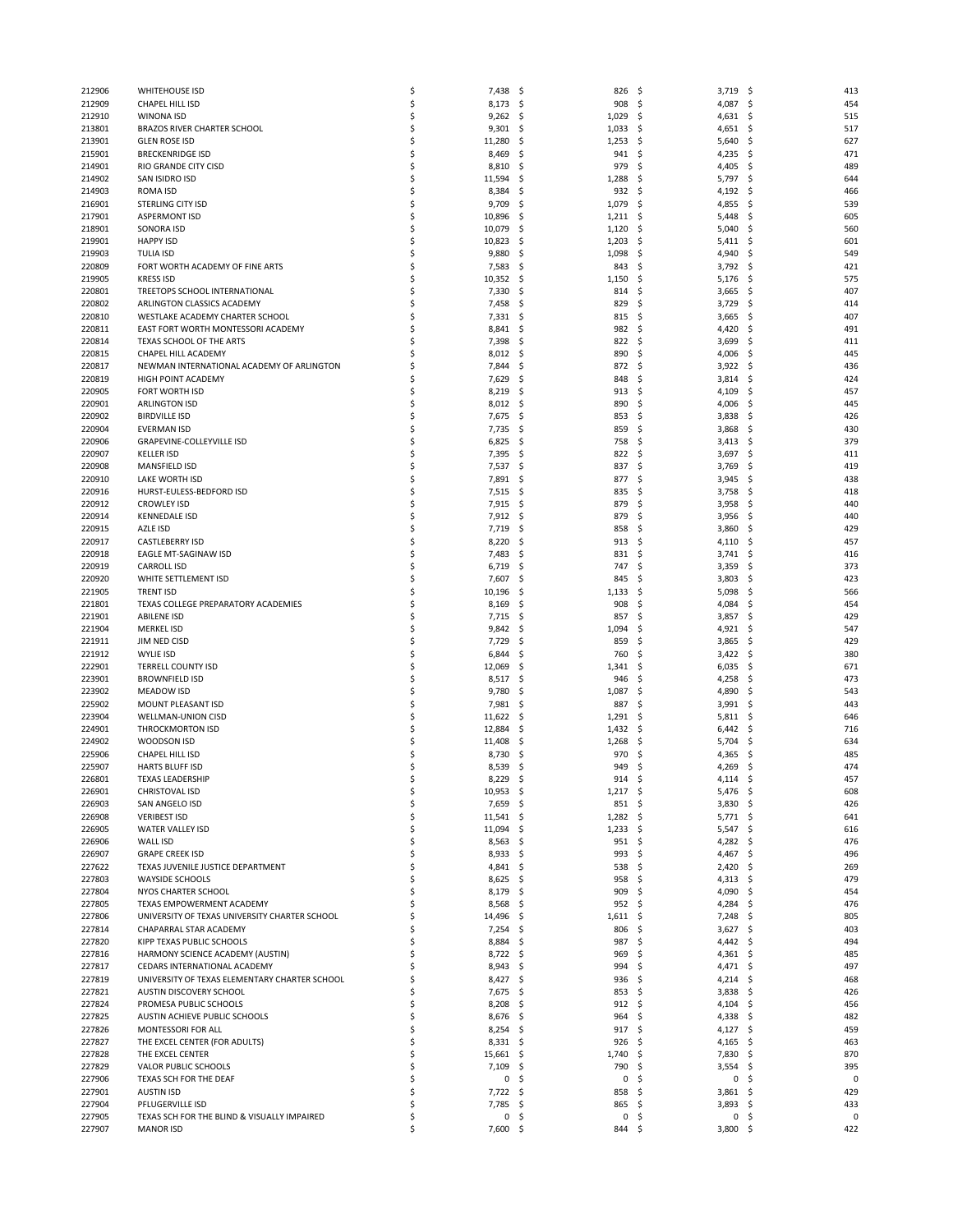| | | | | | |
|---|---|---|---|---|---|
| 212906 | WHITEHOUSE ISD | $ 7,438 | $ 826 | $ 3,719 | $ 413 |
| 212909 | CHAPEL HILL ISD | $ 8,173 | $ 908 | $ 4,087 | $ 454 |
| 212910 | WINONA ISD | $ 9,262 | $ 1,029 | $ 4,631 | $ 515 |
| 213801 | BRAZOS RIVER CHARTER SCHOOL | $ 9,301 | $ 1,033 | $ 4,651 | $ 517 |
| 213901 | GLEN ROSE ISD | $ 11,280 | $ 1,253 | $ 5,640 | $ 627 |
| 215901 | BRECKENRIDGE ISD | $ 8,469 | $ 941 | $ 4,235 | $ 471 |
| 214901 | RIO GRANDE CITY CISD | $ 8,810 | $ 979 | $ 4,405 | $ 489 |
| 214902 | SAN ISIDRO ISD | $ 11,594 | $ 1,288 | $ 5,797 | $ 644 |
| 214903 | ROMA ISD | $ 8,384 | $ 932 | $ 4,192 | $ 466 |
| 216901 | STERLING CITY ISD | $ 9,709 | $ 1,079 | $ 4,855 | $ 539 |
| 217901 | ASPERMONT ISD | $ 10,896 | $ 1,211 | $ 5,448 | $ 605 |
| 218901 | SONORA ISD | $ 10,079 | $ 1,120 | $ 5,040 | $ 560 |
| 219901 | HAPPY ISD | $ 10,823 | $ 1,203 | $ 5,411 | $ 601 |
| 219903 | TULIA ISD | $ 9,880 | $ 1,098 | $ 4,940 | $ 549 |
| 220809 | FORT WORTH ACADEMY OF FINE ARTS | $ 7,583 | $ 843 | $ 3,792 | $ 421 |
| 219905 | KRESS ISD | $ 10,352 | $ 1,150 | $ 5,176 | $ 575 |
| 220801 | TREETOPS SCHOOL INTERNATIONAL | $ 7,330 | $ 814 | $ 3,665 | $ 407 |
| 220802 | ARLINGTON CLASSICS ACADEMY | $ 7,458 | $ 829 | $ 3,729 | $ 414 |
| 220810 | WESTLAKE ACADEMY CHARTER SCHOOL | $ 7,331 | $ 815 | $ 3,665 | $ 407 |
| 220811 | EAST FORT WORTH MONTESSORI ACADEMY | $ 8,841 | $ 982 | $ 4,420 | $ 491 |
| 220814 | TEXAS SCHOOL OF THE ARTS | $ 7,398 | $ 822 | $ 3,699 | $ 411 |
| 220815 | CHAPEL HILL ACADEMY | $ 8,012 | $ 890 | $ 4,006 | $ 445 |
| 220817 | NEWMAN INTERNATIONAL ACADEMY OF ARLINGTON | $ 7,844 | $ 872 | $ 3,922 | $ 436 |
| 220819 | HIGH POINT ACADEMY | $ 7,629 | $ 848 | $ 3,814 | $ 424 |
| 220905 | FORT WORTH ISD | $ 8,219 | $ 913 | $ 4,109 | $ 457 |
| 220901 | ARLINGTON ISD | $ 8,012 | $ 890 | $ 4,006 | $ 445 |
| 220902 | BIRDVILLE ISD | $ 7,675 | $ 853 | $ 3,838 | $ 426 |
| 220904 | EVERMAN ISD | $ 7,735 | $ 859 | $ 3,868 | $ 430 |
| 220906 | GRAPEVINE-COLLEYVILLE ISD | $ 6,825 | $ 758 | $ 3,413 | $ 379 |
| 220907 | KELLER ISD | $ 7,395 | $ 822 | $ 3,697 | $ 411 |
| 220908 | MANSFIELD ISD | $ 7,537 | $ 837 | $ 3,769 | $ 419 |
| 220910 | LAKE WORTH ISD | $ 7,891 | $ 877 | $ 3,945 | $ 438 |
| 220916 | HURST-EULESS-BEDFORD ISD | $ 7,515 | $ 835 | $ 3,758 | $ 418 |
| 220912 | CROWLEY ISD | $ 7,915 | $ 879 | $ 3,958 | $ 440 |
| 220914 | KENNEDALE ISD | $ 7,912 | $ 879 | $ 3,956 | $ 440 |
| 220915 | AZLE ISD | $ 7,719 | $ 858 | $ 3,860 | $ 429 |
| 220917 | CASTLEBERRY ISD | $ 8,220 | $ 913 | $ 4,110 | $ 457 |
| 220918 | EAGLE MT-SAGINAW ISD | $ 7,483 | $ 831 | $ 3,741 | $ 416 |
| 220919 | CARROLL ISD | $ 6,719 | $ 747 | $ 3,359 | $ 373 |
| 220920 | WHITE SETTLEMENT ISD | $ 7,607 | $ 845 | $ 3,803 | $ 423 |
| 221905 | TRENT ISD | $ 10,196 | $ 1,133 | $ 5,098 | $ 566 |
| 221801 | TEXAS COLLEGE PREPARATORY ACADEMIES | $ 8,169 | $ 908 | $ 4,084 | $ 454 |
| 221901 | ABILENE ISD | $ 7,715 | $ 857 | $ 3,857 | $ 429 |
| 221904 | MERKEL ISD | $ 9,842 | $ 1,094 | $ 4,921 | $ 547 |
| 221911 | JIM NED CISD | $ 7,729 | $ 859 | $ 3,865 | $ 429 |
| 221912 | WYLIE ISD | $ 6,844 | $ 760 | $ 3,422 | $ 380 |
| 222901 | TERRELL COUNTY ISD | $ 12,069 | $ 1,341 | $ 6,035 | $ 671 |
| 223901 | BROWNFIELD ISD | $ 8,517 | $ 946 | $ 4,258 | $ 473 |
| 223902 | MEADOW ISD | $ 9,780 | $ 1,087 | $ 4,890 | $ 543 |
| 225902 | MOUNT PLEASANT ISD | $ 7,981 | $ 887 | $ 3,991 | $ 443 |
| 223904 | WELLMAN-UNION CISD | $ 11,622 | $ 1,291 | $ 5,811 | $ 646 |
| 224901 | THROCKMORTON ISD | $ 12,884 | $ 1,432 | $ 6,442 | $ 716 |
| 224902 | WOODSON ISD | $ 11,408 | $ 1,268 | $ 5,704 | $ 634 |
| 225906 | CHAPEL HILL ISD | $ 8,730 | $ 970 | $ 4,365 | $ 485 |
| 225907 | HARTS BLUFF ISD | $ 8,539 | $ 949 | $ 4,269 | $ 474 |
| 226801 | TEXAS LEADERSHIP | $ 8,229 | $ 914 | $ 4,114 | $ 457 |
| 226901 | CHRISTOVAL ISD | $ 10,953 | $ 1,217 | $ 5,476 | $ 608 |
| 226903 | SAN ANGELO ISD | $ 7,659 | $ 851 | $ 3,830 | $ 426 |
| 226908 | VERIBEST ISD | $ 11,541 | $ 1,282 | $ 5,771 | $ 641 |
| 226905 | WATER VALLEY ISD | $ 11,094 | $ 1,233 | $ 5,547 | $ 616 |
| 226906 | WALL ISD | $ 8,563 | $ 951 | $ 4,282 | $ 476 |
| 226907 | GRAPE CREEK ISD | $ 8,933 | $ 993 | $ 4,467 | $ 496 |
| 227622 | TEXAS JUVENILE JUSTICE DEPARTMENT | $ 4,841 | $ 538 | $ 2,420 | $ 269 |
| 227803 | WAYSIDE SCHOOLS | $ 8,625 | $ 958 | $ 4,313 | $ 479 |
| 227804 | NYOS CHARTER SCHOOL | $ 8,179 | $ 909 | $ 4,090 | $ 454 |
| 227805 | TEXAS EMPOWERMENT ACADEMY | $ 8,568 | $ 952 | $ 4,284 | $ 476 |
| 227806 | UNIVERSITY OF TEXAS UNIVERSITY CHARTER SCHOOL | $ 14,496 | $ 1,611 | $ 7,248 | $ 805 |
| 227814 | CHAPARRAL STAR ACADEMY | $ 7,254 | $ 806 | $ 3,627 | $ 403 |
| 227820 | KIPP TEXAS PUBLIC SCHOOLS | $ 8,884 | $ 987 | $ 4,442 | $ 494 |
| 227816 | HARMONY SCIENCE ACADEMY (AUSTIN) | $ 8,722 | $ 969 | $ 4,361 | $ 485 |
| 227817 | CEDARS INTERNATIONAL ACADEMY | $ 8,943 | $ 994 | $ 4,471 | $ 497 |
| 227819 | UNIVERSITY OF TEXAS ELEMENTARY CHARTER SCHOOL | $ 8,427 | $ 936 | $ 4,214 | $ 468 |
| 227821 | AUSTIN DISCOVERY SCHOOL | $ 7,675 | $ 853 | $ 3,838 | $ 426 |
| 227824 | PROMESA PUBLIC SCHOOLS | $ 8,208 | $ 912 | $ 4,104 | $ 456 |
| 227825 | AUSTIN ACHIEVE PUBLIC SCHOOLS | $ 8,676 | $ 964 | $ 4,338 | $ 482 |
| 227826 | MONTESSORI FOR ALL | $ 8,254 | $ 917 | $ 4,127 | $ 459 |
| 227827 | THE EXCEL CENTER (FOR ADULTS) | $ 8,331 | $ 926 | $ 4,165 | $ 463 |
| 227828 | THE EXCEL CENTER | $ 15,661 | $ 1,740 | $ 7,830 | $ 870 |
| 227829 | VALOR PUBLIC SCHOOLS | $ 7,109 | $ 790 | $ 3,554 | $ 395 |
| 227906 | TEXAS SCH FOR THE DEAF | $ 0 | $ 0 | $ 0 | $ 0 |
| 227901 | AUSTIN ISD | $ 7,722 | $ 858 | $ 3,861 | $ 429 |
| 227904 | PFLUGERVILLE ISD | $ 7,785 | $ 865 | $ 3,893 | $ 433 |
| 227905 | TEXAS SCH FOR THE BLIND & VISUALLY IMPAIRED | $ 0 | $ 0 | $ 0 | $ 0 |
| 227907 | MANOR ISD | $ 7,600 | $ 844 | $ 3,800 | $ 422 |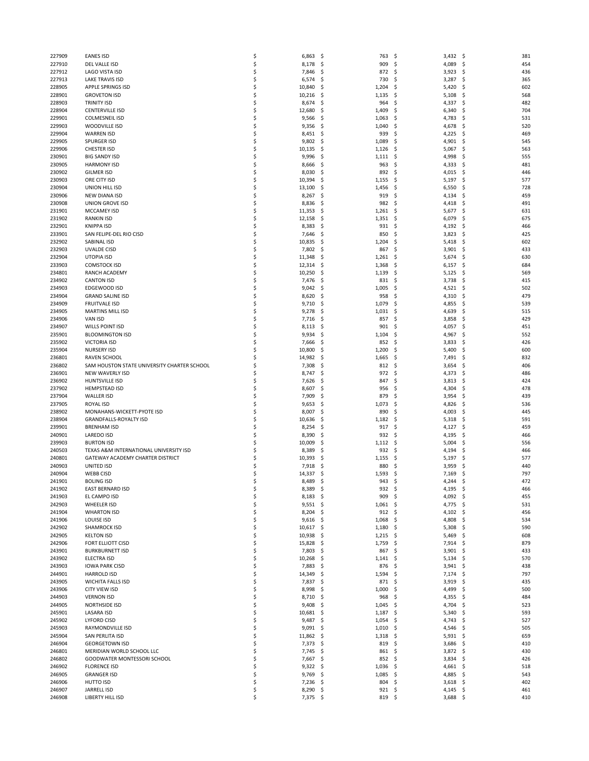| | | | | | |
|---|---|---|---|---|---|
| 227909 | EANES ISD | $ 6,863 | $ 763 | $ 3,432 | $ 381 |
| 227910 | DEL VALLE ISD | $ 8,178 | $ 909 | $ 4,089 | $ 454 |
| 227912 | LAGO VISTA ISD | $ 7,846 | $ 872 | $ 3,923 | $ 436 |
| 227913 | LAKE TRAVIS ISD | $ 6,574 | $ 730 | $ 3,287 | $ 365 |
| 228905 | APPLE SPRINGS ISD | $ 10,840 | $ 1,204 | $ 5,420 | $ 602 |
| 228901 | GROVETON ISD | $ 10,216 | $ 1,135 | $ 5,108 | $ 568 |
| 228903 | TRINITY ISD | $ 8,674 | $ 964 | $ 4,337 | $ 482 |
| 228904 | CENTERVILLE ISD | $ 12,680 | $ 1,409 | $ 6,340 | $ 704 |
| 229901 | COLMESNEIL ISD | $ 9,566 | $ 1,063 | $ 4,783 | $ 531 |
| 229903 | WOODVILLE ISD | $ 9,356 | $ 1,040 | $ 4,678 | $ 520 |
| 229904 | WARREN ISD | $ 8,451 | $ 939 | $ 4,225 | $ 469 |
| 229905 | SPURGER ISD | $ 9,802 | $ 1,089 | $ 4,901 | $ 545 |
| 229906 | CHESTER ISD | $ 10,135 | $ 1,126 | $ 5,067 | $ 563 |
| 230901 | BIG SANDY ISD | $ 9,996 | $ 1,111 | $ 4,998 | $ 555 |
| 230905 | HARMONY ISD | $ 8,666 | $ 963 | $ 4,333 | $ 481 |
| 230902 | GILMER ISD | $ 8,030 | $ 892 | $ 4,015 | $ 446 |
| 230903 | ORE CITY ISD | $ 10,394 | $ 1,155 | $ 5,197 | $ 577 |
| 230904 | UNION HILL ISD | $ 13,100 | $ 1,456 | $ 6,550 | $ 728 |
| 230906 | NEW DIANA ISD | $ 8,267 | $ 919 | $ 4,134 | $ 459 |
| 230908 | UNION GROVE ISD | $ 8,836 | $ 982 | $ 4,418 | $ 491 |
| 231901 | MCCAMEY ISD | $ 11,353 | $ 1,261 | $ 5,677 | $ 631 |
| 231902 | RANKIN ISD | $ 12,158 | $ 1,351 | $ 6,079 | $ 675 |
| 232901 | KNIPPA ISD | $ 8,383 | $ 931 | $ 4,192 | $ 466 |
| 233901 | SAN FELIPE-DEL RIO CISD | $ 7,646 | $ 850 | $ 3,823 | $ 425 |
| 232902 | SABINAL ISD | $ 10,835 | $ 1,204 | $ 5,418 | $ 602 |
| 232903 | UVALDE CISD | $ 7,802 | $ 867 | $ 3,901 | $ 433 |
| 232904 | UTOPIA ISD | $ 11,348 | $ 1,261 | $ 5,674 | $ 630 |
| 233903 | COMSTOCK ISD | $ 12,314 | $ 1,368 | $ 6,157 | $ 684 |
| 234801 | RANCH ACADEMY | $ 10,250 | $ 1,139 | $ 5,125 | $ 569 |
| 234902 | CANTON ISD | $ 7,476 | $ 831 | $ 3,738 | $ 415 |
| 234903 | EDGEWOOD ISD | $ 9,042 | $ 1,005 | $ 4,521 | $ 502 |
| 234904 | GRAND SALINE ISD | $ 8,620 | $ 958 | $ 4,310 | $ 479 |
| 234909 | FRUITVALE ISD | $ 9,710 | $ 1,079 | $ 4,855 | $ 539 |
| 234905 | MARTINS MILL ISD | $ 9,278 | $ 1,031 | $ 4,639 | $ 515 |
| 234906 | VAN ISD | $ 7,716 | $ 857 | $ 3,858 | $ 429 |
| 234907 | WILLS POINT ISD | $ 8,113 | $ 901 | $ 4,057 | $ 451 |
| 235901 | BLOOMINGTON ISD | $ 9,934 | $ 1,104 | $ 4,967 | $ 552 |
| 235902 | VICTORIA ISD | $ 7,666 | $ 852 | $ 3,833 | $ 426 |
| 235904 | NURSERY ISD | $ 10,800 | $ 1,200 | $ 5,400 | $ 600 |
| 236801 | RAVEN SCHOOL | $ 14,982 | $ 1,665 | $ 7,491 | $ 832 |
| 236802 | SAM HOUSTON STATE UNIVERSITY CHARTER SCHOOL | $ 7,308 | $ 812 | $ 3,654 | $ 406 |
| 236901 | NEW WAVERLY ISD | $ 8,747 | $ 972 | $ 4,373 | $ 486 |
| 236902 | HUNTSVILLE ISD | $ 7,626 | $ 847 | $ 3,813 | $ 424 |
| 237902 | HEMPSTEAD ISD | $ 8,607 | $ 956 | $ 4,304 | $ 478 |
| 237904 | WALLER ISD | $ 7,909 | $ 879 | $ 3,954 | $ 439 |
| 237905 | ROYAL ISD | $ 9,653 | $ 1,073 | $ 4,826 | $ 536 |
| 238902 | MONAHANS-WICKETT-PYOTE ISD | $ 8,007 | $ 890 | $ 4,003 | $ 445 |
| 238904 | GRANDFALLS-ROYALTY ISD | $ 10,636 | $ 1,182 | $ 5,318 | $ 591 |
| 239901 | BRENHAM ISD | $ 8,254 | $ 917 | $ 4,127 | $ 459 |
| 240901 | LAREDO ISD | $ 8,390 | $ 932 | $ 4,195 | $ 466 |
| 239903 | BURTON ISD | $ 10,009 | $ 1,112 | $ 5,004 | $ 556 |
| 240503 | TEXAS A&M INTERNATIONAL UNIVERSITY ISD | $ 8,389 | $ 932 | $ 4,194 | $ 466 |
| 240801 | GATEWAY ACADEMY CHARTER DISTRICT | $ 10,393 | $ 1,155 | $ 5,197 | $ 577 |
| 240903 | UNITED ISD | $ 7,918 | $ 880 | $ 3,959 | $ 440 |
| 240904 | WEBB CISD | $ 14,337 | $ 1,593 | $ 7,169 | $ 797 |
| 241901 | BOLING ISD | $ 8,489 | $ 943 | $ 4,244 | $ 472 |
| 241902 | EAST BERNARD ISD | $ 8,389 | $ 932 | $ 4,195 | $ 466 |
| 241903 | EL CAMPO ISD | $ 8,183 | $ 909 | $ 4,092 | $ 455 |
| 242903 | WHEELER ISD | $ 9,551 | $ 1,061 | $ 4,775 | $ 531 |
| 241904 | WHARTON ISD | $ 8,204 | $ 912 | $ 4,102 | $ 456 |
| 241906 | LOUISE ISD | $ 9,616 | $ 1,068 | $ 4,808 | $ 534 |
| 242902 | SHAMROCK ISD | $ 10,617 | $ 1,180 | $ 5,308 | $ 590 |
| 242905 | KELTON ISD | $ 10,938 | $ 1,215 | $ 5,469 | $ 608 |
| 242906 | FORT ELLIOTT CISD | $ 15,828 | $ 1,759 | $ 7,914 | $ 879 |
| 243901 | BURKBURNETT ISD | $ 7,803 | $ 867 | $ 3,901 | $ 433 |
| 243902 | ELECTRA ISD | $ 10,268 | $ 1,141 | $ 5,134 | $ 570 |
| 243903 | IOWA PARK CISD | $ 7,883 | $ 876 | $ 3,941 | $ 438 |
| 244901 | HARROLD ISD | $ 14,349 | $ 1,594 | $ 7,174 | $ 797 |
| 243905 | WICHITA FALLS ISD | $ 7,837 | $ 871 | $ 3,919 | $ 435 |
| 243906 | CITY VIEW ISD | $ 8,998 | $ 1,000 | $ 4,499 | $ 500 |
| 244903 | VERNON ISD | $ 8,710 | $ 968 | $ 4,355 | $ 484 |
| 244905 | NORTHSIDE ISD | $ 9,408 | $ 1,045 | $ 4,704 | $ 523 |
| 245901 | LASARA ISD | $ 10,681 | $ 1,187 | $ 5,340 | $ 593 |
| 245902 | LYFORD CISD | $ 9,487 | $ 1,054 | $ 4,743 | $ 527 |
| 245903 | RAYMONDVILLE ISD | $ 9,091 | $ 1,010 | $ 4,546 | $ 505 |
| 245904 | SAN PERLITA ISD | $ 11,862 | $ 1,318 | $ 5,931 | $ 659 |
| 246904 | GEORGETOWN ISD | $ 7,373 | $ 819 | $ 3,686 | $ 410 |
| 246801 | MERIDIAN WORLD SCHOOL LLC | $ 7,745 | $ 861 | $ 3,872 | $ 430 |
| 246802 | GOODWATER MONTESSORI SCHOOL | $ 7,667 | $ 852 | $ 3,834 | $ 426 |
| 246902 | FLORENCE ISD | $ 9,322 | $ 1,036 | $ 4,661 | $ 518 |
| 246905 | GRANGER ISD | $ 9,769 | $ 1,085 | $ 4,885 | $ 543 |
| 246906 | HUTTO ISD | $ 7,236 | $ 804 | $ 3,618 | $ 402 |
| 246907 | JARRELL ISD | $ 8,290 | $ 921 | $ 4,145 | $ 461 |
| 246908 | LIBERTY HILL ISD | $ 7,375 | $ 819 | $ 3,688 | $ 410 |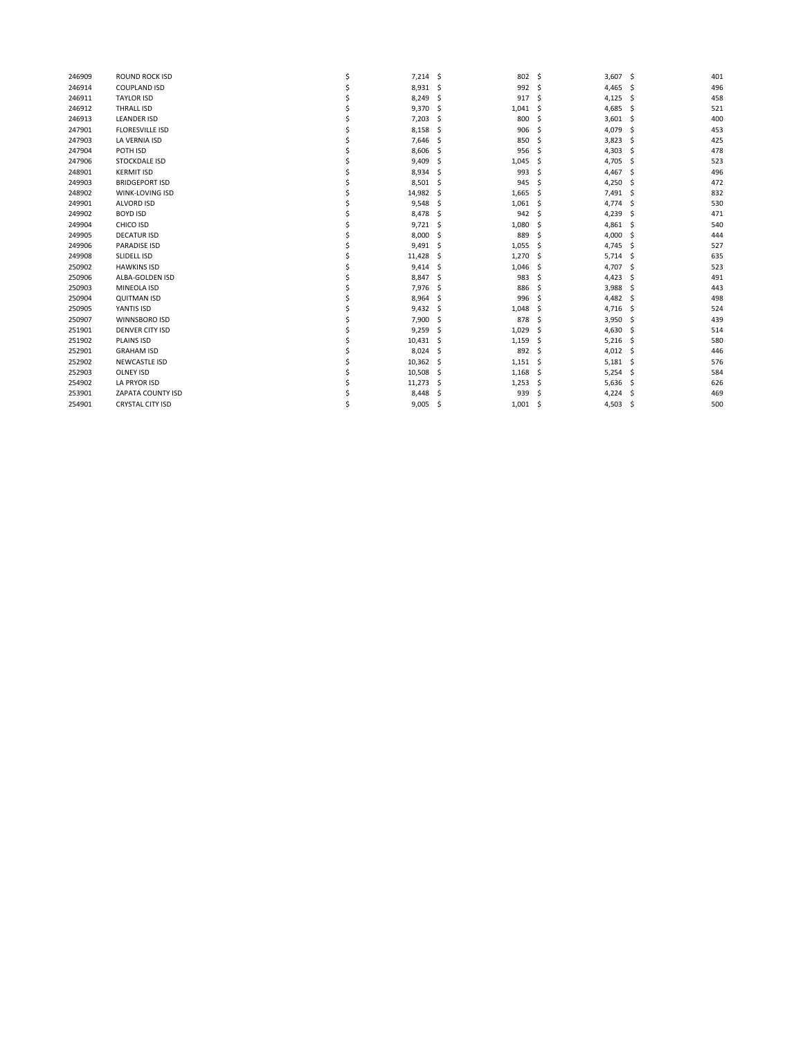| | | | | | |
|---|---|---|---|---|---|
| 246909 | ROUND ROCK ISD | $ 7,214 | $ 802 | $ 3,607 | $ 401 |
| 246914 | COUPLAND ISD | $ 8,931 | $ 992 | $ 4,465 | $ 496 |
| 246911 | TAYLOR ISD | $ 8,249 | $ 917 | $ 4,125 | $ 458 |
| 246912 | THRALL ISD | $ 9,370 | $ 1,041 | $ 4,685 | $ 521 |
| 246913 | LEANDER ISD | $ 7,203 | $ 800 | $ 3,601 | $ 400 |
| 247901 | FLORESVILLE ISD | $ 8,158 | $ 906 | $ 4,079 | $ 453 |
| 247903 | LA VERNIA ISD | $ 7,646 | $ 850 | $ 3,823 | $ 425 |
| 247904 | POTH ISD | $ 8,606 | $ 956 | $ 4,303 | $ 478 |
| 247906 | STOCKDALE ISD | $ 9,409 | $ 1,045 | $ 4,705 | $ 523 |
| 248901 | KERMIT ISD | $ 8,934 | $ 993 | $ 4,467 | $ 496 |
| 249903 | BRIDGEPORT ISD | $ 8,501 | $ 945 | $ 4,250 | $ 472 |
| 248902 | WINK-LOVING ISD | $ 14,982 | $ 1,665 | $ 7,491 | $ 832 |
| 249901 | ALVORD ISD | $ 9,548 | $ 1,061 | $ 4,774 | $ 530 |
| 249902 | BOYD ISD | $ 8,478 | $ 942 | $ 4,239 | $ 471 |
| 249904 | CHICO ISD | $ 9,721 | $ 1,080 | $ 4,861 | $ 540 |
| 249905 | DECATUR ISD | $ 8,000 | $ 889 | $ 4,000 | $ 444 |
| 249906 | PARADISE ISD | $ 9,491 | $ 1,055 | $ 4,745 | $ 527 |
| 249908 | SLIDELL ISD | $ 11,428 | $ 1,270 | $ 5,714 | $ 635 |
| 250902 | HAWKINS ISD | $ 9,414 | $ 1,046 | $ 4,707 | $ 523 |
| 250906 | ALBA-GOLDEN ISD | $ 8,847 | $ 983 | $ 4,423 | $ 491 |
| 250903 | MINEOLA ISD | $ 7,976 | $ 886 | $ 3,988 | $ 443 |
| 250904 | QUITMAN ISD | $ 8,964 | $ 996 | $ 4,482 | $ 498 |
| 250905 | YANTIS ISD | $ 9,432 | $ 1,048 | $ 4,716 | $ 524 |
| 250907 | WINNSBORO ISD | $ 7,900 | $ 878 | $ 3,950 | $ 439 |
| 251901 | DENVER CITY ISD | $ 9,259 | $ 1,029 | $ 4,630 | $ 514 |
| 251902 | PLAINS ISD | $ 10,431 | $ 1,159 | $ 5,216 | $ 580 |
| 252901 | GRAHAM ISD | $ 8,024 | $ 892 | $ 4,012 | $ 446 |
| 252902 | NEWCASTLE ISD | $ 10,362 | $ 1,151 | $ 5,181 | $ 576 |
| 252903 | OLNEY ISD | $ 10,508 | $ 1,168 | $ 5,254 | $ 584 |
| 254902 | LA PRYOR ISD | $ 11,273 | $ 1,253 | $ 5,636 | $ 626 |
| 253901 | ZAPATA COUNTY ISD | $ 8,448 | $ 939 | $ 4,224 | $ 469 |
| 254901 | CRYSTAL CITY ISD | $ 9,005 | $ 1,001 | $ 4,503 | $ 500 |